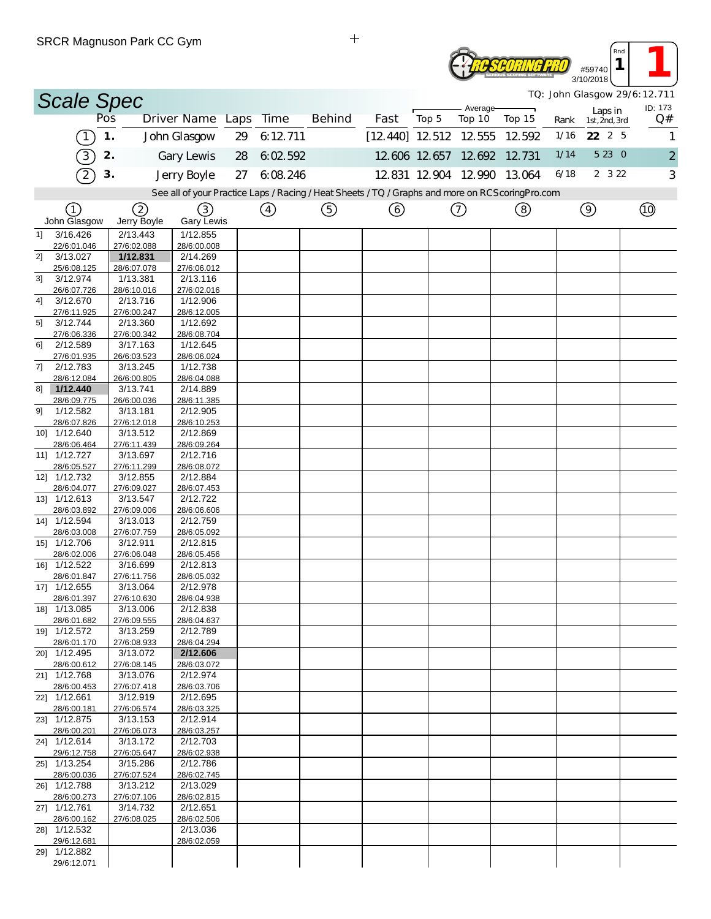SRCR Magnuson Park CC Gym

#59740 3/10/2018 Rnd 1 **1**

# Scale Spec

TQ: John Glasgow 29/6:12.711

| Pos | | Driver Name | Laps | Time | Behind | Fast | Average Top 5 | Average Top 10 | Average Top 15 | Rank | Laps in 1st, 2nd, 3rd | ID: 173 Q# |
|---|---|---|---|---|---|---|---|---|---|---|---|---|
| (1) | 1. | John Glasgow | 29 | 6:12.711 | | [12.440] | 12.512 | 12.555 | 12.592 | 1/16 | **22** 2 5 | 1 |
| (3) | 2. | Gary Lewis | 28 | 6:02.592 | | 12.606 | 12.657 | 12.692 | 12.731 | 1/14 | 5 23 0 | 2 |
| (2) | 3. | Jerry Boyle | 27 | 6:08.246 | | 12.831 | 12.904 | 12.990 | 13.064 | 6/18 | 2 3 22 | 3 |

See all of your Practice Laps / Racing / Heat Sheets / TQ / Graphs and more on RCScoringPro.com

| Lap | (1) John Glasgow | (2) Jerry Boyle | (3) Gary Lewis | (4) | (5) | (6) | (7) | (8) | (9) | (10) |
|---|---|---|---|---|---|---|---|---|---|---|
| 1] | 3/16.426 22/6:01.046 | 2/13.443 27/6:02.088 | 1/12.855 28/6:00.008 | | | | | | | |
| 2] | 3/13.027 25/6:08.125 | **1/12.831** 28/6:07.078 | 2/14.269 27/6:06.012 | | | | | | | |
| 3] | 3/12.974 26/6:07.726 | 1/13.381 28/6:10.016 | 2/13.116 27/6:02.016 | | | | | | | |
| 4] | 3/12.670 27/6:11.925 | 2/13.716 27/6:00.247 | 1/12.906 28/6:12.005 | | | | | | | |
| 5] | 3/12.744 27/6:06.336 | 2/13.360 27/6:00.342 | 1/12.692 28/6:08.704 | | | | | | | |
| 6] | 2/12.589 27/6:01.935 | 3/17.163 26/6:03.523 | 1/12.645 28/6:06.024 | | | | | | | |
| 7] | 2/12.783 28/6:12.084 | 3/13.245 26/6:00.805 | 1/12.738 28/6:04.088 | | | | | | | |
| 8] | **1/12.440** 28/6:09.775 | 3/13.741 26/6:00.036 | 2/14.889 28/6:11.385 | | | | | | | |
| 9] | 1/12.582 28/6:07.826 | 3/13.181 27/6:12.018 | 2/12.905 28/6:10.253 | | | | | | | |
| 10] | 1/12.640 28/6:06.464 | 3/13.512 27/6:11.439 | 2/12.869 28/6:09.264 | | | | | | | |
| 11] | 1/12.727 28/6:05.527 | 3/13.697 27/6:11.299 | 2/12.716 28/6:08.072 | | | | | | | |
| 12] | 1/12.732 28/6:04.077 | 3/12.855 27/6:09.027 | 2/12.884 28/6:07.453 | | | | | | | |
| 13] | 1/12.613 28/6:03.892 | 3/13.547 27/6:09.006 | 2/12.722 28/6:06.606 | | | | | | | |
| 14] | 1/12.594 28/6:03.008 | 3/13.013 27/6:07.759 | 2/12.759 28/6:05.092 | | | | | | | |
| 15] | 1/12.706 28/6:02.006 | 3/12.911 27/6:06.048 | 2/12.815 28/6:05.456 | | | | | | | |
| 16] | 1/12.522 28/6:01.847 | 3/16.699 27/6:11.756 | 2/12.813 28/6:05.032 | | | | | | | |
| 17] | 1/12.655 28/6:01.397 | 3/13.064 27/6:10.630 | 2/12.978 28/6:04.938 | | | | | | | |
| 18] | 1/13.085 28/6:01.682 | 3/13.006 27/6:09.555 | 2/12.838 28/6:04.637 | | | | | | | |
| 19] | 1/12.572 28/6:01.170 | 3/13.259 27/6:08.933 | 2/12.789 28/6:04.294 | | | | | | | |
| 20] | 1/12.495 28/6:00.612 | 3/13.072 27/6:08.145 | **2/12.606** 28/6:03.072 | | | | | | | |
| 21] | 1/12.768 28/6:00.453 | 3/13.076 27/6:07.418 | 2/12.974 28/6:03.706 | | | | | | | |
| 22] | 1/12.661 28/6:00.181 | 3/12.919 27/6:06.574 | 2/12.695 28/6:03.325 | | | | | | | |
| 23] | 1/12.875 28/6:00.201 | 3/13.153 27/6:06.073 | 2/12.914 28/6:03.257 | | | | | | | |
| 24] | 1/12.614 29/6:12.758 | 3/13.172 27/6:05.647 | 2/12.703 28/6:02.938 | | | | | | | |
| 25] | 1/13.254 28/6:00.036 | 3/15.286 27/6:07.524 | 2/12.786 28/6:02.745 | | | | | | | |
| 26] | 1/12.788 28/6:00.273 | 3/13.212 27/6:07.106 | 2/13.029 28/6:02.815 | | | | | | | |
| 27] | 1/12.761 28/6:00.162 | 3/14.732 27/6:08.025 | 2/12.651 28/6:02.506 | | | | | | | |
| 28] | 1/12.532 29/6:12.681 | | 2/13.036 28/6:02.059 | | | | | | | |
| 29] | 1/12.882 29/6:12.071 | | | | | | | | | |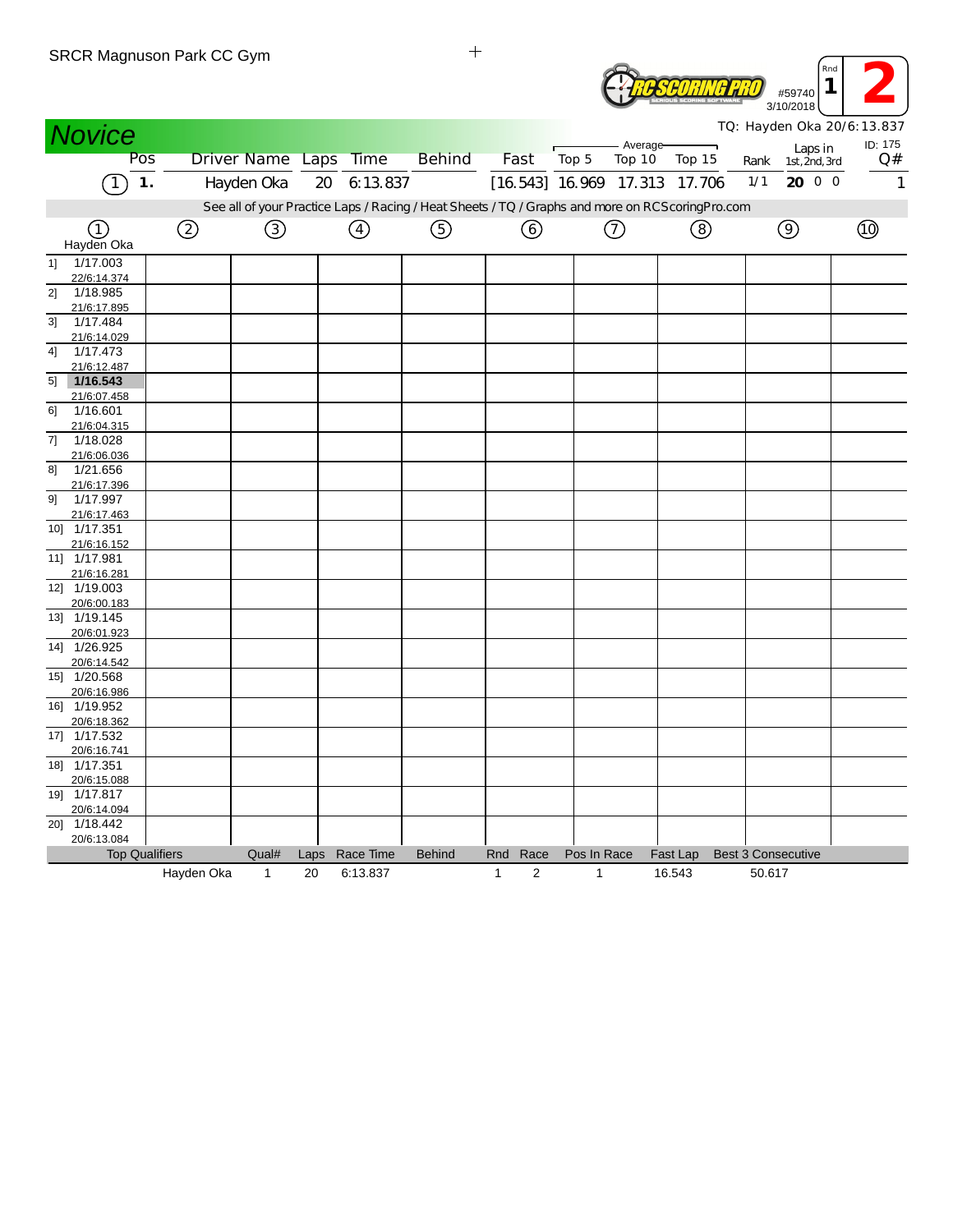SRCR Magnuson Park CC Gym

#59740
3/10/2018

Rnd 1 | 2

## Novice

TQ: Hayden Oka 20/6:13.837

| | Pos | Driver Name | Laps | Time | Behind | Fast | Average Top 5 | Average Top 10 | Average Top 15 | Rank | Laps in 1st, 2nd, 3rd | ID: 175 Q# |
|---|---|---|---|---|---|---|---|---|---|---|---|---|
| (1) | 1. | Hayden Oka | 20 | 6:13.837 | | [16.543] | 16.969 | 17.313 | 17.706 | 1/1 | **20** 0 0 | 1 |

See all of your Practice Laps / Racing / Heat Sheets / TQ / Graphs and more on RCScoringPro.com

| | (1) Hayden Oka | (2) | (3) | (4) | (5) | (6) | (7) | (8) | (9) | (10) |
|---|---|---|---|---|---|---|---|---|---|---|
| 1] | 1/17.003<br>22/6:14.374 | | | | | | | | | |
| 2] | 1/18.985<br>21/6:17.895 | | | | | | | | | |
| 3] | 1/17.484<br>21/6:14.029 | | | | | | | | | |
| 4] | 1/17.473<br>21/6:12.487 | | | | | | | | | |
| 5] | **1/16.543**<br>21/6:07.458 | | | | | | | | | |
| 6] | 1/16.601<br>21/6:04.315 | | | | | | | | | |
| 7] | 1/18.028<br>21/6:06.036 | | | | | | | | | |
| 8] | 1/21.656<br>21/6:17.396 | | | | | | | | | |
| 9] | 1/17.997<br>21/6:17.463 | | | | | | | | | |
| 10] | 1/17.351<br>21/6:16.152 | | | | | | | | | |
| 11] | 1/17.981<br>21/6:16.281 | | | | | | | | | |
| 12] | 1/19.003<br>20/6:00.183 | | | | | | | | | |
| 13] | 1/19.145<br>20/6:01.923 | | | | | | | | | |
| 14] | 1/26.925<br>20/6:14.542 | | | | | | | | | |
| 15] | 1/20.568<br>20/6:16.986 | | | | | | | | | |
| 16] | 1/19.952<br>20/6:18.362 | | | | | | | | | |
| 17] | 1/17.532<br>20/6:16.741 | | | | | | | | | |
| 18] | 1/17.351<br>20/6:15.088 | | | | | | | | | |
| 19] | 1/17.817<br>20/6:14.094 | | | | | | | | | |
| 20] | 1/18.442<br>20/6:13.084 | | | | | | | | | |

| Top Qualifiers | Qual# | Laps | Race Time | Behind | Rnd | Race | Pos In Race | Fast Lap | Best 3 Consecutive |
|---|---|---|---|---|---|---|---|---|---|
| Hayden Oka | 1 | 20 | 6:13.837 | | 1 | 2 | 1 | 16.543 | 50.617 |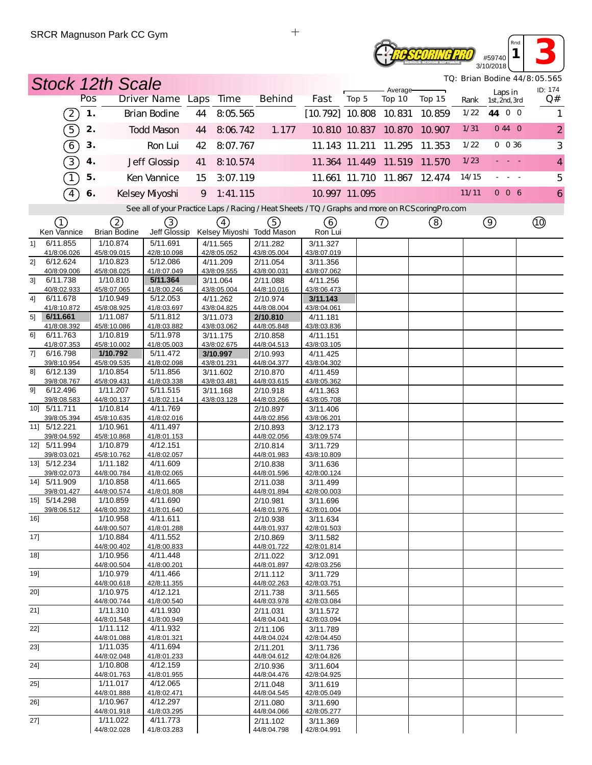SRCR Magnuson Park CC Gym

#59740 3/10/2018 Rnd 1 — 3

## Stock 12th Scale

TQ: Brian Bodine 44/8:05.565

| Car | Pos | Driver Name | Laps | Time | Behind | Fast | Average Top 5 | Average Top 10 | Average Top 15 | Rank | Laps in 1st, 2nd, 3rd | ID: 174 Q# |
|---|---|---|---|---|---|---|---|---|---|---|---|---|
| 2 | 1. | Brian Bodine | 44 | 8:05.565 | | [10.792] | 10.808 | 10.831 | 10.859 | 1/22 | 44 0 0 | 1 |
| 5 | 2. | Todd Mason | 44 | 8:06.742 | 1.177 | 10.810 | 10.837 | 10.870 | 10.907 | 1/31 | 0 44 0 | 2 |
| 6 | 3. | Ron Lui | 42 | 8:07.767 | | 11.143 | 11.211 | 11.295 | 11.353 | 1/22 | 0 0 36 | 3 |
| 3 | 4. | Jeff Glossip | 41 | 8:10.574 | | 11.364 | 11.449 | 11.519 | 11.570 | 1/23 | - - - | 4 |
| 1 | 5. | Ken Vannice | 15 | 3:07.119 | | 11.661 | 11.710 | 11.867 | 12.474 | 14/15 | - - - | 5 |
| 4 | 6. | Kelsey Miyoshi | 9 | 1:41.115 | | 10.997 | 11.095 | | | 11/11 | 0 0 6 | 6 |

See all of your Practice Laps / Racing / Heat Sheets / TQ / Graphs and more on RCScoringPro.com

| Lap | 1 Ken Vannice | 2 Brian Bodine | 3 Jeff Glossip | 4 Kelsey Miyoshi | 5 Todd Mason | 6 Ron Lui | 7 | 8 | 9 | 10 |
|---|---|---|---|---|---|---|---|---|---|---|
| 1] | 6/11.855 41/8:06.026 | 1/10.874 45/8:09.015 | 5/11.691 42/8:10.098 | 4/11.565 42/8:05.052 | 2/11.282 43/8:05.004 | 3/11.327 43/8:07.019 | | | | |
| 2] | 6/12.624 40/8:09.006 | 1/10.823 45/8:08.025 | 5/12.086 41/8:07.049 | 4/11.209 43/8:09.555 | 2/11.054 43/8:00.031 | 3/11.356 43/8:07.062 | | | | |
| 3] | 6/11.738 40/8:02.933 | 1/10.810 45/8:07.065 | **5/11.364** 41/8:00.246 | 3/11.064 43/8:05.004 | 2/11.088 44/8:10.016 | 4/11.256 43/8:06.473 | | | | |
| 4] | 6/11.678 41/8:10.872 | 1/10.949 45/8:08.925 | 5/12.053 41/8:03.697 | 4/11.262 43/8:04.825 | 2/10.974 44/8:08.004 | **3/11.143** 43/8:04.061 | | | | |
| 5] | **6/11.661** 41/8:08.392 | 1/11.087 45/8:10.086 | 5/11.812 41/8:03.882 | 3/11.073 43/8:03.062 | **2/10.810** 44/8:05.848 | 4/11.181 43/8:03.836 | | | | |
| 6] | 6/11.763 41/8:07.353 | 1/10.819 45/8:10.002 | 5/11.978 41/8:05.003 | 3/11.175 43/8:02.675 | 2/10.858 44/8:04.513 | 4/11.151 43/8:03.105 | | | | |
| 7] | 6/16.798 39/8:10.954 | **1/10.792** 45/8:09.535 | 5/11.472 41/8:02.098 | **3/10.997** 43/8:01.231 | 2/10.993 44/8:04.377 | 4/11.425 43/8:04.302 | | | | |
| 8] | 6/12.139 39/8:08.767 | 1/10.854 45/8:09.431 | 5/11.856 41/8:03.338 | 3/11.602 43/8:03.481 | 2/10.870 44/8:03.615 | 4/11.459 43/8:05.362 | | | | |
| 9] | 6/12.496 39/8:08.583 | 1/11.207 44/8:00.137 | 5/11.515 41/8:02.114 | 3/11.168 43/8:03.128 | 2/10.918 44/8:03.266 | 4/11.363 43/8:05.708 | | | | |
| 10] | 5/11.711 39/8:05.394 | 1/10.814 45/8:10.635 | 4/11.769 41/8:02.016 | | 2/10.897 44/8:02.856 | 3/11.406 43/8:06.201 | | | | |
| 11] | 5/12.221 39/8:04.592 | 1/10.961 45/8:10.868 | 4/11.497 41/8:01.153 | | 2/10.893 44/8:02.056 | 3/12.173 43/8:09.574 | | | | |
| 12] | 5/11.994 39/8:03.021 | 1/10.879 45/8:10.762 | 4/12.151 41/8:02.057 | | 2/10.814 44/8:01.983 | 3/11.729 43/8:10.809 | | | | |
| 13] | 5/12.234 39/8:02.073 | 1/11.182 44/8:00.784 | 4/11.609 41/8:02.065 | | 2/10.838 44/8:01.596 | 3/11.636 42/8:00.124 | | | | |
| 14] | 5/11.909 39/8:01.427 | 1/10.858 44/8:00.574 | 4/11.665 41/8:01.808 | | 2/11.038 44/8:01.894 | 3/11.499 42/8:00.003 | | | | |
| 15] | 5/14.298 39/8:06.512 | 1/10.859 44/8:00.392 | 4/11.690 41/8:01.640 | | 2/10.981 44/8:01.976 | 3/11.696 42/8:01.004 | | | | |
| 16] | | 1/10.958 44/8:00.507 | 4/11.611 41/8:01.288 | | 2/10.938 44/8:01.937 | 3/11.634 42/8:01.503 | | | | |
| 17] | | 1/10.884 44/8:00.402 | 4/11.552 41/8:00.833 | | 2/10.869 44/8:01.722 | 3/11.582 42/8:01.814 | | | | |
| 18] | | 1/10.956 44/8:00.504 | 4/11.448 41/8:00.201 | | 2/11.022 44/8:01.897 | 3/12.091 42/8:03.256 | | | | |
| 19] | | 1/10.979 44/8:00.618 | 4/11.466 42/8:11.355 | | 2/11.112 44/8:02.263 | 3/11.729 42/8:03.751 | | | | |
| 20] | | 1/10.975 44/8:00.744 | 4/12.121 41/8:00.540 | | 2/11.738 44/8:03.978 | 3/11.565 42/8:03.084 | | | | |
| 21] | | 1/11.310 44/8:01.548 | 4/11.930 41/8:00.949 | | 2/11.031 44/8:04.041 | 3/11.572 42/8:03.094 | | | | |
| 22] | | 1/11.112 44/8:01.088 | 4/11.932 41/8:01.321 | | 2/11.106 44/8:04.024 | 3/11.789 42/8:04.450 | | | | |
| 23] | | 1/11.035 44/8:02.048 | 4/11.694 41/8:01.233 | | 2/11.201 44/8:04.612 | 3/11.736 42/8:04.826 | | | | |
| 24] | | 1/10.808 44/8:01.763 | 4/12.159 41/8:01.955 | | 2/10.936 44/8:04.476 | 3/11.604 42/8:04.925 | | | | |
| 25] | | 1/11.017 44/8:01.888 | 4/12.065 41/8:02.471 | | 2/11.048 44/8:04.545 | 3/11.619 42/8:05.049 | | | | |
| 26] | | 1/10.967 44/8:01.918 | 4/12.297 41/8:03.295 | | 2/11.080 44/8:04.066 | 3/11.690 42/8:05.277 | | | | |
| 27] | | 1/11.022 44/8:02.028 | 4/11.773 41/8:03.283 | | 2/11.102 44/8:04.798 | 3/11.369 42/8:04.991 | | | | |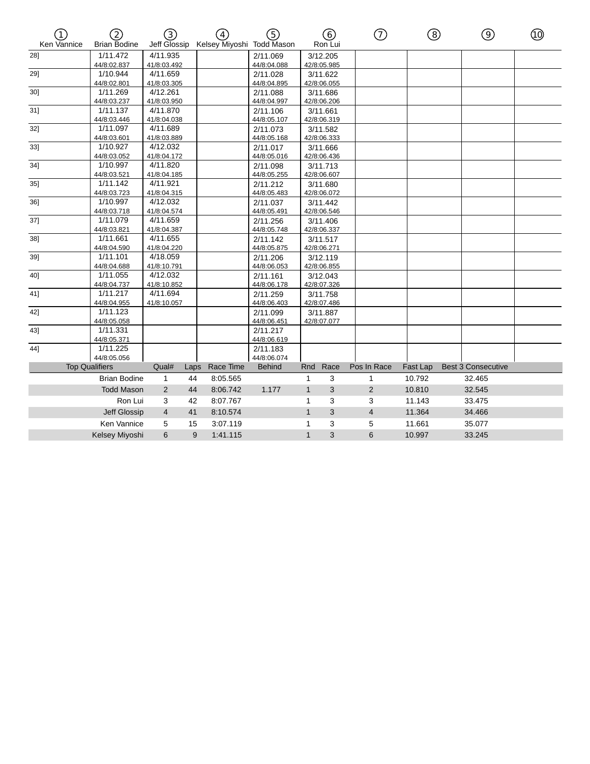| | ① Ken Vannice | ② Brian Bodine | ③ Jeff Glossip | ④ Kelsey Miyoshi | ⑤ Todd Mason | ⑥ Ron Lui | ⑦ | ⑧ | ⑨ | ⑩ |
|---|---|---|---|---|---|---|---|---|---|---|
| 28] | | 1/11.472 44/8:02.837 | 4/11.935 41/8:03.492 | | 2/11.069 44/8:04.088 | 3/12.205 42/8:05.985 | | | | |
| 29] | | 1/10.944 44/8:02.801 | 4/11.659 41/8:03.305 | | 2/11.028 44/8:04.895 | 3/11.622 42/8:06.055 | | | | |
| 30] | | 1/11.269 44/8:03.237 | 4/12.261 41/8:03.950 | | 2/11.088 44/8:04.997 | 3/11.686 42/8:06.206 | | | | |
| 31] | | 1/11.137 44/8:03.446 | 4/11.870 41/8:04.038 | | 2/11.106 44/8:05.107 | 3/11.661 42/8:06.319 | | | | |
| 32] | | 1/11.097 44/8:03.601 | 4/11.689 41/8:03.889 | | 2/11.073 44/8:05.168 | 3/11.582 42/8:06.333 | | | | |
| 33] | | 1/10.927 44/8:03.052 | 4/12.032 41/8:04.172 | | 2/11.017 44/8:05.016 | 3/11.666 42/8:06.436 | | | | |
| 34] | | 1/10.997 44/8:03.521 | 4/11.820 41/8:04.185 | | 2/11.098 44/8:05.255 | 3/11.713 42/8:06.607 | | | | |
| 35] | | 1/11.142 44/8:03.723 | 4/11.921 41/8:04.315 | | 2/11.212 44/8:05.483 | 3/11.680 42/8:06.072 | | | | |
| 36] | | 1/10.997 44/8:03.718 | 4/12.032 41/8:04.574 | | 2/11.037 44/8:05.491 | 3/11.442 42/8:06.546 | | | | |
| 37] | | 1/11.079 44/8:03.821 | 4/11.659 41/8:04.387 | | 2/11.256 44/8:05.748 | 3/11.406 42/8:06.337 | | | | |
| 38] | | 1/11.661 44/8:04.590 | 4/11.655 41/8:04.220 | | 2/11.142 44/8:05.875 | 3/11.517 42/8:06.271 | | | | |
| 39] | | 1/11.101 44/8:04.688 | 4/18.059 41/8:10.791 | | 2/11.206 44/8:06.053 | 3/12.119 42/8:06.855 | | | | |
| 40] | | 1/11.055 44/8:04.737 | 4/12.032 41/8:10.852 | | 2/11.161 44/8:06.178 | 3/12.043 42/8:07.326 | | | | |
| 41] | | 1/11.217 44/8:04.955 | 4/11.694 41/8:10.057 | | 2/11.259 44/8:06.403 | 3/11.758 42/8:07.486 | | | | |
| 42] | | 1/11.123 44/8:05.058 | | | 2/11.099 44/8:06.451 | 3/11.887 42/8:07.077 | | | | |
| 43] | | 1/11.331 44/8:05.371 | | | 2/11.217 44/8:06.619 | | | | | |
| 44] | | 1/11.225 44/8:05.056 | | | 2/11.183 44/8:06.074 | | | | | |

| Top Qualifiers | Qual# | Laps | Race Time | Behind | Rnd | Race | Pos In Race | Fast Lap | Best 3 Consecutive |
|---|---|---|---|---|---|---|---|---|---|
| Brian Bodine | 1 | 44 | 8:05.565 | | 1 | 3 | 1 | 10.792 | 32.465 |
| Todd Mason | 2 | 44 | 8:06.742 | 1.177 | 1 | 3 | 2 | 10.810 | 32.545 |
| Ron Lui | 3 | 42 | 8:07.767 | | 1 | 3 | 3 | 11.143 | 33.475 |
| Jeff Glossip | 4 | 41 | 8:10.574 | | 1 | 3 | 4 | 11.364 | 34.466 |
| Ken Vannice | 5 | 15 | 3:07.119 | | 1 | 3 | 5 | 11.661 | 35.077 |
| Kelsey Miyoshi | 6 | 9 | 1:41.115 | | 1 | 3 | 6 | 10.997 | 33.245 |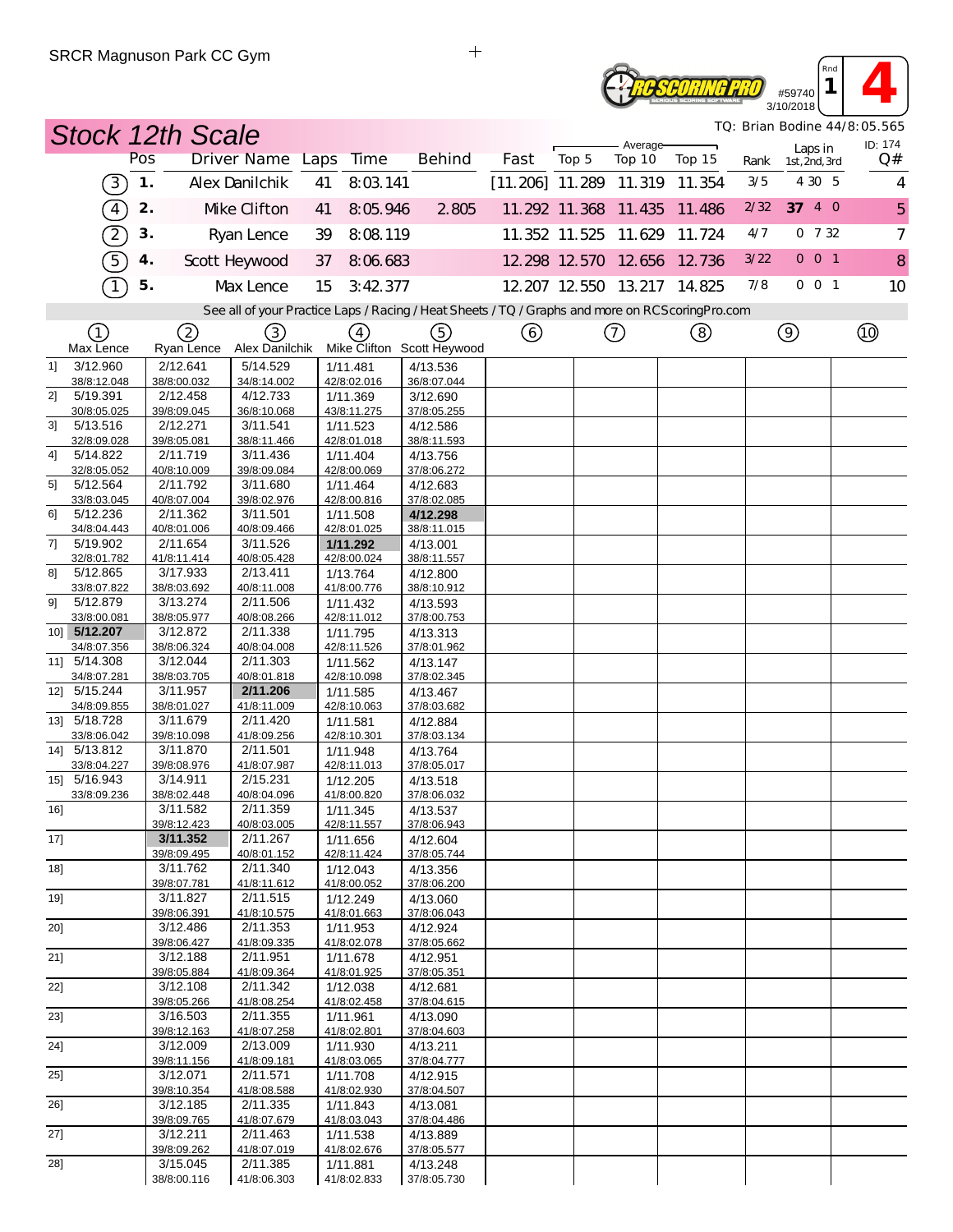SRCR Magnuson Park CC Gym

#59740 3/10/2018 Rnd 1 — 4

## Stock 12th Scale

TQ: Brian Bodine 44/8:05.565

| Car | Pos | Driver Name | Laps | Time | Behind | Fast | Average Top 5 | Average Top 10 | Average Top 15 | Rank | Laps in 1st, 2nd, 3rd | ID: 174 Q# |
|---|---|---|---|---|---|---|---|---|---|---|---|---|
| 3 | 1. | Alex Danilchik | 41 | 8:03.141 | | [11.206] | 11.289 | 11.319 | 11.354 | 3/5 | 4 30 5 | 4 |
| 4 | 2. | Mike Clifton | 41 | 8:05.946 | 2.805 | 11.292 | 11.368 | 11.435 | 11.486 | 2/32 | **37** 4 0 | 5 |
| 2 | 3. | Ryan Lence | 39 | 8:08.119 | | 11.352 | 11.525 | 11.629 | 11.724 | 4/7 | 0 7 32 | 7 |
| 5 | 4. | Scott Heywood | 37 | 8:06.683 | | 12.298 | 12.570 | 12.656 | 12.736 | 3/22 | 0 0 1 | 8 |
| 1 | 5. | Max Lence | 15 | 3:42.377 | | 12.207 | 12.550 | 13.217 | 14.825 | 7/8 | 0 0 1 | 10 |

See all of your Practice Laps / Racing / Heat Sheets / TQ / Graphs and more on RCScoringPro.com

| Lap | 1 Max Lence | 2 Ryan Lence | 3 Alex Danilchik | 4 Mike Clifton | 5 Scott Heywood | 6 | 7 | 8 | 9 | 10 |
|---|---|---|---|---|---|---|---|---|---|---|
| 1] | 3/12.960 38/8:12.048 | 2/12.641 38/8:00.032 | 5/14.529 34/8:14.002 | 1/11.481 42/8:02.016 | 4/13.536 36/8:07.044 | | | | | |
| 2] | 5/19.391 30/8:05.025 | 2/12.458 39/8:09.045 | 4/12.733 36/8:10.068 | 1/11.369 43/8:11.275 | 3/12.690 37/8:05.255 | | | | | |
| 3] | 5/13.516 32/8:09.028 | 2/12.271 39/8:05.081 | 3/11.541 38/8:11.466 | 1/11.523 42/8:01.018 | 4/12.586 38/8:11.593 | | | | | |
| 4] | 5/14.822 32/8:05.052 | 2/11.719 40/8:10.009 | 3/11.436 39/8:09.084 | 1/11.404 42/8:00.069 | 4/13.756 37/8:06.272 | | | | | |
| 5] | 5/12.564 33/8:03.045 | 2/11.792 40/8:07.004 | 3/11.680 39/8:02.976 | 1/11.464 42/8:00.816 | 4/12.683 37/8:02.085 | | | | | |
| 6] | 5/12.236 34/8:04.443 | 2/11.362 40/8:01.006 | 3/11.501 40/8:09.466 | 1/11.508 42/8:01.025 | **4/12.298** 38/8:11.015 | | | | | |
| 7] | 5/19.902 32/8:01.782 | 2/11.654 41/8:11.414 | 3/11.526 40/8:05.428 | **1/11.292** 42/8:00.024 | 4/13.001 38/8:11.557 | | | | | |
| 8] | 5/12.865 33/8:07.822 | 3/17.933 38/8:03.692 | 2/13.411 40/8:11.008 | 1/13.764 41/8:00.776 | 4/12.800 38/8:10.912 | | | | | |
| 9] | 5/12.879 33/8:00.081 | 3/13.274 38/8:05.977 | 2/11.506 40/8:08.266 | 1/11.432 42/8:11.012 | 4/13.593 37/8:00.753 | | | | | |
| 10] | **5/12.207** 34/8:07.356 | 3/12.872 38/8:06.324 | 2/11.338 40/8:04.008 | 1/11.795 42/8:11.526 | 4/13.313 37/8:01.962 | | | | | |
| 11] | 5/14.308 34/8:07.281 | 3/12.044 38/8:03.705 | 2/11.303 40/8:01.818 | 1/11.562 42/8:10.098 | 4/13.147 37/8:02.345 | | | | | |
| 12] | 5/15.244 34/8:09.855 | 3/11.957 38/8:01.027 | **2/11.206** 41/8:11.009 | 1/11.585 42/8:10.063 | 4/13.467 37/8:03.682 | | | | | |
| 13] | 5/18.728 33/8:06.042 | 3/11.679 39/8:10.098 | 2/11.420 41/8:09.256 | 1/11.581 42/8:10.301 | 4/12.884 37/8:03.134 | | | | | |
| 14] | 5/13.812 33/8:04.227 | 3/11.870 39/8:08.976 | 2/11.501 41/8:07.987 | 1/11.948 42/8:11.013 | 4/13.764 37/8:05.017 | | | | | |
| 15] | 5/16.943 33/8:09.236 | 3/14.911 38/8:02.448 | 2/15.231 40/8:04.096 | 1/12.205 41/8:00.820 | 4/13.518 37/8:06.032 | | | | | |
| 16] | | 3/11.582 39/8:12.423 | 2/11.359 40/8:03.005 | 1/11.345 42/8:11.557 | 4/13.537 37/8:06.943 | | | | | |
| 17] | | **3/11.352** 39/8:09.495 | 2/11.267 40/8:01.152 | 1/11.656 42/8:11.424 | 4/12.604 37/8:05.744 | | | | | |
| 18] | | 3/11.762 39/8:07.781 | 2/11.340 41/8:11.612 | 1/12.043 41/8:00.052 | 4/13.356 37/8:06.200 | | | | | |
| 19] | | 3/11.827 39/8:06.391 | 2/11.515 41/8:10.575 | 1/12.249 41/8:01.663 | 4/13.060 37/8:06.043 | | | | | |
| 20] | | 3/12.486 39/8:06.427 | 2/11.353 41/8:09.335 | 1/11.953 41/8:02.078 | 4/12.924 37/8:05.662 | | | | | |
| 21] | | 3/12.188 39/8:05.884 | 2/11.951 41/8:09.364 | 1/11.678 41/8:01.925 | 4/12.951 37/8:05.351 | | | | | |
| 22] | | 3/12.108 39/8:05.266 | 2/11.342 41/8:08.254 | 1/12.038 41/8:02.458 | 4/12.681 37/8:04.615 | | | | | |
| 23] | | 3/16.503 39/8:12.163 | 2/11.355 41/8:07.258 | 1/11.961 41/8:02.801 | 4/13.090 37/8:04.603 | | | | | |
| 24] | | 3/12.009 39/8:11.156 | 2/13.009 41/8:09.181 | 1/11.930 41/8:03.065 | 4/13.211 37/8:04.777 | | | | | |
| 25] | | 3/12.071 39/8:10.354 | 2/11.571 41/8:08.588 | 1/11.708 41/8:02.930 | 4/12.915 37/8:04.507 | | | | | |
| 26] | | 3/12.185 39/8:09.765 | 2/11.335 41/8:07.679 | 1/11.843 41/8:03.043 | 4/13.081 37/8:04.486 | | | | | |
| 27] | | 3/12.211 39/8:09.262 | 2/11.463 41/8:07.019 | 1/11.538 41/8:02.676 | 4/13.889 37/8:05.577 | | | | | |
| 28] | | 3/15.045 38/8:00.116 | 2/11.385 41/8:06.303 | 1/11.881 41/8:02.833 | 4/13.248 37/8:05.730 | | | | | |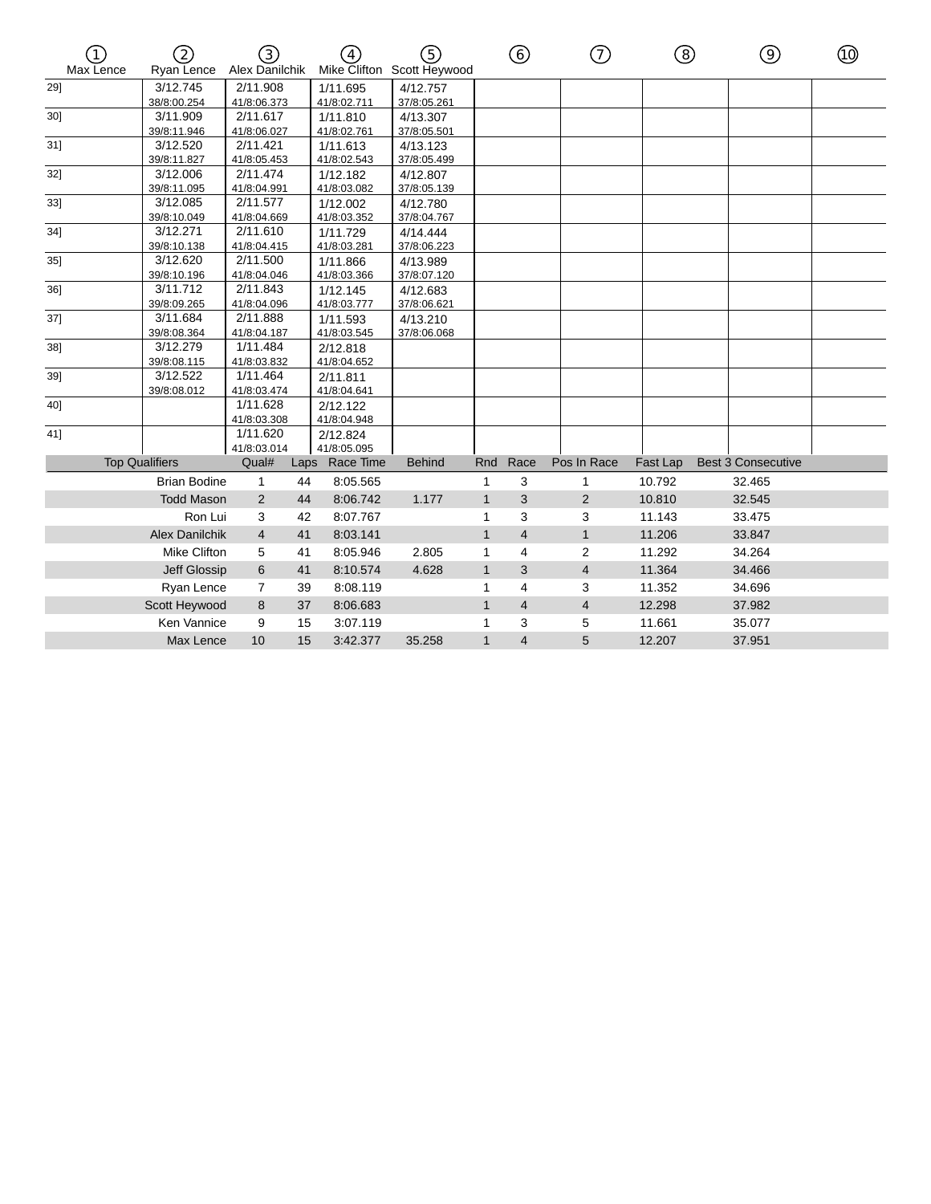| | ① Max Lence | ② Ryan Lence | ③ Alex Danilchik | ④ Mike Clifton | ⑤ Scott Heywood | ⑥ | ⑦ | ⑧ | ⑨ | ⑩ |
|---|---|---|---|---|---|---|---|---|---|---|
| 29] | 3/12.745<br>38/8:00.254 | 2/11.908<br>41/8:06.373 | 1/11.695<br>41/8:02.711 | 4/12.757<br>37/8:05.261 | | | | | | |
| 30] | 3/11.909<br>39/8:11.946 | 2/11.617<br>41/8:06.027 | 1/11.810<br>41/8:02.761 | 4/13.307<br>37/8:05.501 | | | | | | |
| 31] | 3/12.520<br>39/8:11.827 | 2/11.421<br>41/8:05.453 | 1/11.613<br>41/8:02.543 | 4/13.123<br>37/8:05.499 | | | | | | |
| 32] | 3/12.006<br>39/8:11.095 | 2/11.474<br>41/8:04.991 | 1/12.182<br>41/8:03.082 | 4/12.807<br>37/8:05.139 | | | | | | |
| 33] | 3/12.085<br>39/8:10.049 | 2/11.577<br>41/8:04.669 | 1/12.002<br>41/8:03.352 | 4/12.780<br>37/8:04.767 | | | | | | |
| 34] | 3/12.271<br>39/8:10.138 | 2/11.610<br>41/8:04.415 | 1/11.729<br>41/8:03.281 | 4/14.444<br>37/8:06.223 | | | | | | |
| 35] | 3/12.620<br>39/8:10.196 | 2/11.500<br>41/8:04.046 | 1/11.866<br>41/8:03.366 | 4/13.989<br>37/8:07.120 | | | | | | |
| 36] | 3/11.712<br>39/8:09.265 | 2/11.843<br>41/8:04.096 | 1/12.145<br>41/8:03.777 | 4/12.683<br>37/8:06.621 | | | | | | |
| 37] | 3/11.684<br>39/8:08.364 | 2/11.888<br>41/8:04.187 | 1/11.593<br>41/8:03.545 | 4/13.210<br>37/8:06.068 | | | | | | |
| 38] | 3/12.279<br>39/8:08.115 | 1/11.484<br>41/8:03.832 | 2/12.818<br>41/8:04.652 | | | | | | | |
| 39] | 3/12.522<br>39/8:08.012 | 1/11.464<br>41/8:03.474 | 2/11.811<br>41/8:04.641 | | | | | | | |
| 40] | | 1/11.628<br>41/8:03.308 | 2/12.122<br>41/8:04.948 | | | | | | | |
| 41] | | 1/11.620<br>41/8:03.014 | 2/12.824<br>41/8:05.095 | | | | | | | |

| Top Qualifiers | Qual# | Laps | Race Time | Behind | Rnd | Race | Pos In Race | Fast Lap | Best 3 Consecutive |
|---|---|---|---|---|---|---|---|---|---|
| Brian Bodine | 1 | 44 | 8:05.565 | | 1 | 3 | 1 | 10.792 | 32.465 |
| Todd Mason | 2 | 44 | 8:06.742 | 1.177 | 1 | 3 | 2 | 10.810 | 32.545 |
| Ron Lui | 3 | 42 | 8:07.767 | | 1 | 3 | 3 | 11.143 | 33.475 |
| Alex Danilchik | 4 | 41 | 8:03.141 | | 1 | 4 | 1 | 11.206 | 33.847 |
| Mike Clifton | 5 | 41 | 8:05.946 | 2.805 | 1 | 4 | 2 | 11.292 | 34.264 |
| Jeff Glossip | 6 | 41 | 8:10.574 | 4.628 | 1 | 3 | 4 | 11.364 | 34.466 |
| Ryan Lence | 7 | 39 | 8:08.119 | | 1 | 4 | 3 | 11.352 | 34.696 |
| Scott Heywood | 8 | 37 | 8:06.683 | | 1 | 4 | 4 | 12.298 | 37.982 |
| Ken Vannice | 9 | 15 | 3:07.119 | | 1 | 3 | 5 | 11.661 | 35.077 |
| Max Lence | 10 | 15 | 3:42.377 | 35.258 | 1 | 4 | 5 | 12.207 | 37.951 |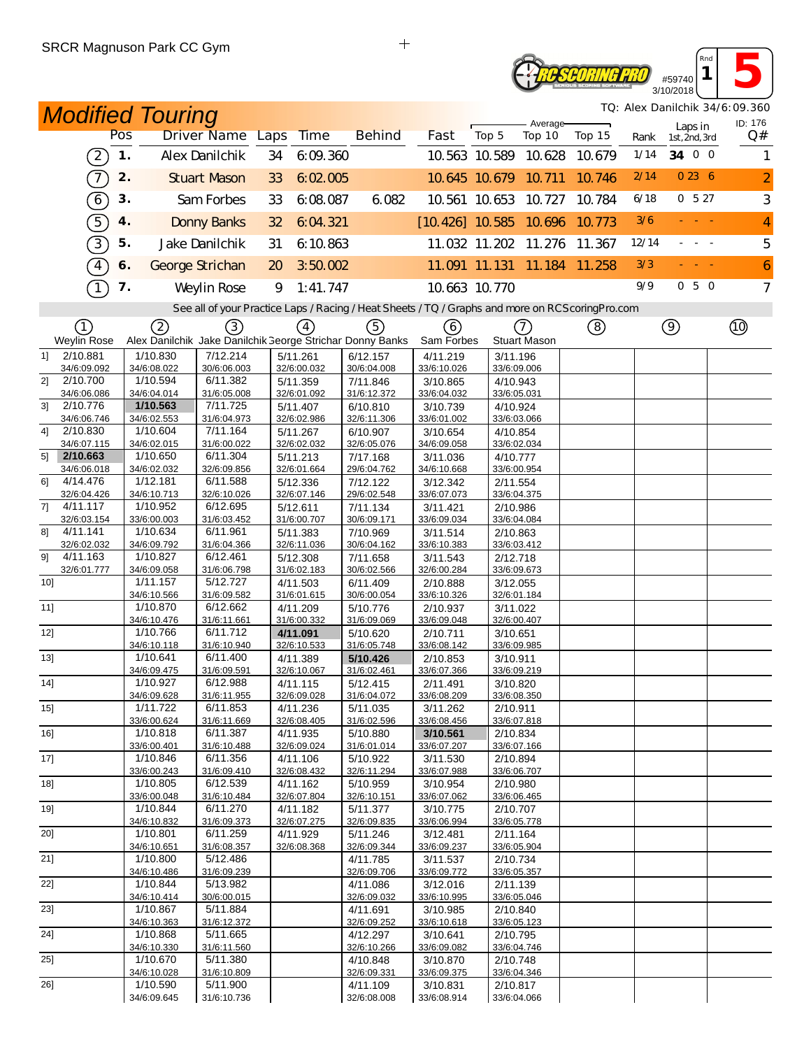SRCR Magnuson Park CC Gym

#59740 Rnd 1 **5**
3/10/2018

# Modified Touring

TQ: Alex Danilchik 34/6:09.360

| | Pos | Driver Name | Laps | Time | Behind | Fast | Average Top 5 | Average Top 10 | Average Top 15 | Rank | Laps in 1st, 2nd, 3rd | ID: 176 Q# |
|---|---|---|---|---|---|---|---|---|---|---|---|---|
| (2) | 1. | Alex Danilchik | 34 | 6:09.360 | | 10.563 | 10.589 | 10.628 | 10.679 | 1/14 | **34** 0 0 | 1 |
| (7) | 2. | Stuart Mason | 33 | 6:02.005 | | 10.645 | 10.679 | 10.711 | 10.746 | 2/14 | 0 23 6 | 2 |
| (6) | 3. | Sam Forbes | 33 | 6:08.087 | 6.082 | 10.561 | 10.653 | 10.727 | 10.784 | 6/18 | 0 5 27 | 3 |
| (5) | 4. | Donny Banks | 32 | 6:04.321 | | [10.426] | 10.585 | 10.696 | 10.773 | 3/6 | - - - | 4 |
| (3) | 5. | Jake Danilchik | 31 | 6:10.863 | | 11.032 | 11.202 | 11.276 | 11.367 | 12/14 | - - - | 5 |
| (4) | 6. | George Strichan | 20 | 3:50.002 | | 11.091 | 11.131 | 11.184 | 11.258 | 3/3 | - - - | 6 |
| (1) | 7. | Weylin Rose | 9 | 1:41.747 | | 10.663 | 10.770 | | | 9/9 | 0 5 0 | 7 |

See all of your Practice Laps / Racing / Heat Sheets / TQ / Graphs and more on RCScoringPro.com

| | (1) Weylin Rose | (2) Alex Danilchik | (3) Jake Danilchik | (4) George Strichan | (5) Donny Banks | (6) Sam Forbes | (7) Stuart Mason | (8) | (9) | (10) |
|---|---|---|---|---|---|---|---|---|---|---|
| 1] | 2/10.881 34/6:09.092 | 1/10.830 34/6:08.022 | 7/12.214 30/6:06.003 | 5/11.261 32/6:00.032 | 6/12.157 30/6:04.008 | 4/11.219 33/6:10.026 | 3/11.196 33/6:09.006 | | | |
| 2] | 2/10.700 34/6:06.086 | 1/10.594 34/6:04.014 | 6/11.382 31/6:05.008 | 5/11.359 32/6:01.092 | 7/11.846 31/6:12.372 | 3/10.865 33/6:04.032 | 4/10.943 33/6:05.031 | | | |
| 3] | 2/10.776 34/6:06.746 | **1/10.563** 34/6:02.553 | 7/11.725 31/6:04.973 | 5/11.407 32/6:02.986 | 6/10.810 32/6:11.306 | 3/10.739 33/6:01.002 | 4/10.924 33/6:03.066 | | | |
| 4] | 2/10.830 34/6:07.115 | 1/10.604 34/6:02.015 | 7/11.164 31/6:00.022 | 5/11.267 32/6:02.032 | 6/10.907 32/6:05.076 | 3/10.654 34/6:09.058 | 4/10.854 33/6:02.034 | | | |
| 5] | **2/10.663** 34/6:06.018 | 1/10.650 34/6:02.032 | 6/11.304 32/6:09.856 | 5/11.213 32/6:01.664 | 7/17.168 29/6:04.762 | 3/11.036 34/6:10.668 | 4/10.777 33/6:00.954 | | | |
| 6] | 4/14.476 32/6:04.426 | 1/12.181 34/6:10.713 | 6/11.588 32/6:10.026 | 5/12.336 32/6:07.146 | 7/12.122 29/6:02.548 | 3/12.342 33/6:07.073 | 2/11.554 33/6:04.375 | | | |
| 7] | 4/11.117 32/6:03.154 | 1/10.952 33/6:00.003 | 6/12.695 31/6:03.452 | 5/12.611 31/6:00.707 | 7/11.134 30/6:09.171 | 3/11.421 33/6:09.034 | 2/10.986 33/6:04.084 | | | |
| 8] | 4/11.141 32/6:02.032 | 1/10.634 34/6:09.792 | 6/11.961 31/6:04.366 | 5/11.383 32/6:11.036 | 7/10.969 30/6:04.162 | 3/11.514 33/6:10.383 | 2/10.863 33/6:03.412 | | | |
| 9] | 4/11.163 32/6:01.777 | 1/10.827 34/6:09.058 | 6/12.461 31/6:06.798 | 5/12.308 31/6:02.183 | 7/11.658 30/6:02.566 | 3/11.543 32/6:00.284 | 2/12.718 33/6:09.673 | | | |
| 10] | | 1/11.157 34/6:10.566 | 5/12.727 31/6:09.582 | 4/11.503 31/6:01.615 | 6/11.409 30/6:00.054 | 2/10.888 33/6:10.326 | 3/12.055 32/6:01.184 | | | |
| 11] | | 1/10.870 34/6:10.476 | 6/12.662 31/6:11.661 | 4/11.209 31/6:00.332 | 5/10.776 31/6:09.069 | 2/10.937 33/6:09.048 | 3/11.022 32/6:00.407 | | | |
| 12] | | 1/10.766 34/6:10.118 | 6/11.712 31/6:10.940 | **4/11.091** 32/6:10.533 | 5/10.620 31/6:05.748 | 2/10.711 33/6:08.142 | 3/10.651 33/6:09.985 | | | |
| 13] | | 1/10.641 34/6:09.475 | 6/11.400 31/6:09.591 | 4/11.389 32/6:10.067 | **5/10.426** 31/6:02.461 | 2/10.853 33/6:07.366 | 3/10.911 33/6:09.219 | | | |
| 14] | | 1/10.927 34/6:09.628 | 6/12.988 31/6:11.955 | 4/11.115 32/6:09.028 | 5/12.415 31/6:04.072 | 2/11.491 33/6:08.209 | 3/10.820 33/6:08.350 | | | |
| 15] | | 1/11.722 33/6:00.624 | 6/11.853 31/6:11.669 | 4/11.236 32/6:08.405 | 5/11.035 31/6:02.596 | 3/11.262 33/6:08.456 | 2/10.911 33/6:07.818 | | | |
| 16] | | 1/10.818 33/6:00.401 | 6/11.387 31/6:10.488 | 4/11.935 32/6:09.024 | 5/10.880 31/6:01.014 | **3/10.561** 33/6:07.207 | 2/10.834 33/6:07.166 | | | |
| 17] | | 1/10.846 33/6:00.243 | 6/11.356 31/6:09.410 | 4/11.106 32/6:08.432 | 5/10.922 32/6:11.294 | 3/11.530 33/6:07.988 | 2/10.894 33/6:06.707 | | | |
| 18] | | 1/10.805 33/6:00.048 | 6/12.539 31/6:10.484 | 4/11.162 32/6:07.804 | 5/10.959 32/6:10.151 | 3/10.954 33/6:07.062 | 2/10.980 33/6:06.465 | | | |
| 19] | | 1/10.844 34/6:10.832 | 6/11.270 31/6:09.373 | 4/11.182 32/6:07.275 | 5/11.377 32/6:09.835 | 3/10.775 33/6:06.994 | 2/10.707 33/6:05.778 | | | |
| 20] | | 1/10.801 34/6:10.651 | 6/11.259 31/6:08.357 | 4/11.929 32/6:08.368 | 5/11.246 32/6:09.344 | 3/12.481 33/6:09.237 | 2/11.164 33/6:05.904 | | | |
| 21] | | 1/10.800 34/6:10.486 | 5/12.486 31/6:09.239 | | 4/11.785 32/6:09.706 | 3/11.537 33/6:09.772 | 2/10.734 33/6:05.357 | | | |
| 22] | | 1/10.844 34/6:10.414 | 5/13.982 30/6:00.015 | | 4/11.086 32/6:09.032 | 3/12.016 33/6:10.995 | 2/11.139 33/6:05.046 | | | |
| 23] | | 1/10.867 34/6:10.363 | 5/11.884 31/6:12.372 | | 4/11.691 32/6:09.252 | 3/10.985 33/6:10.618 | 2/10.840 33/6:05.123 | | | |
| 24] | | 1/10.868 34/6:10.330 | 5/11.665 31/6:11.560 | | 4/12.297 32/6:10.266 | 3/10.641 33/6:09.082 | 2/10.795 33/6:04.746 | | | |
| 25] | | 1/10.670 34/6:10.028 | 5/11.380 31/6:10.809 | | 4/10.848 32/6:09.331 | 3/10.870 33/6:09.375 | 2/10.748 33/6:04.346 | | | |
| 26] | | 1/10.590 34/6:09.645 | 5/11.900 31/6:10.736 | | 4/11.109 32/6:08.008 | 3/10.831 33/6:08.914 | 2/10.817 33/6:04.066 | | | |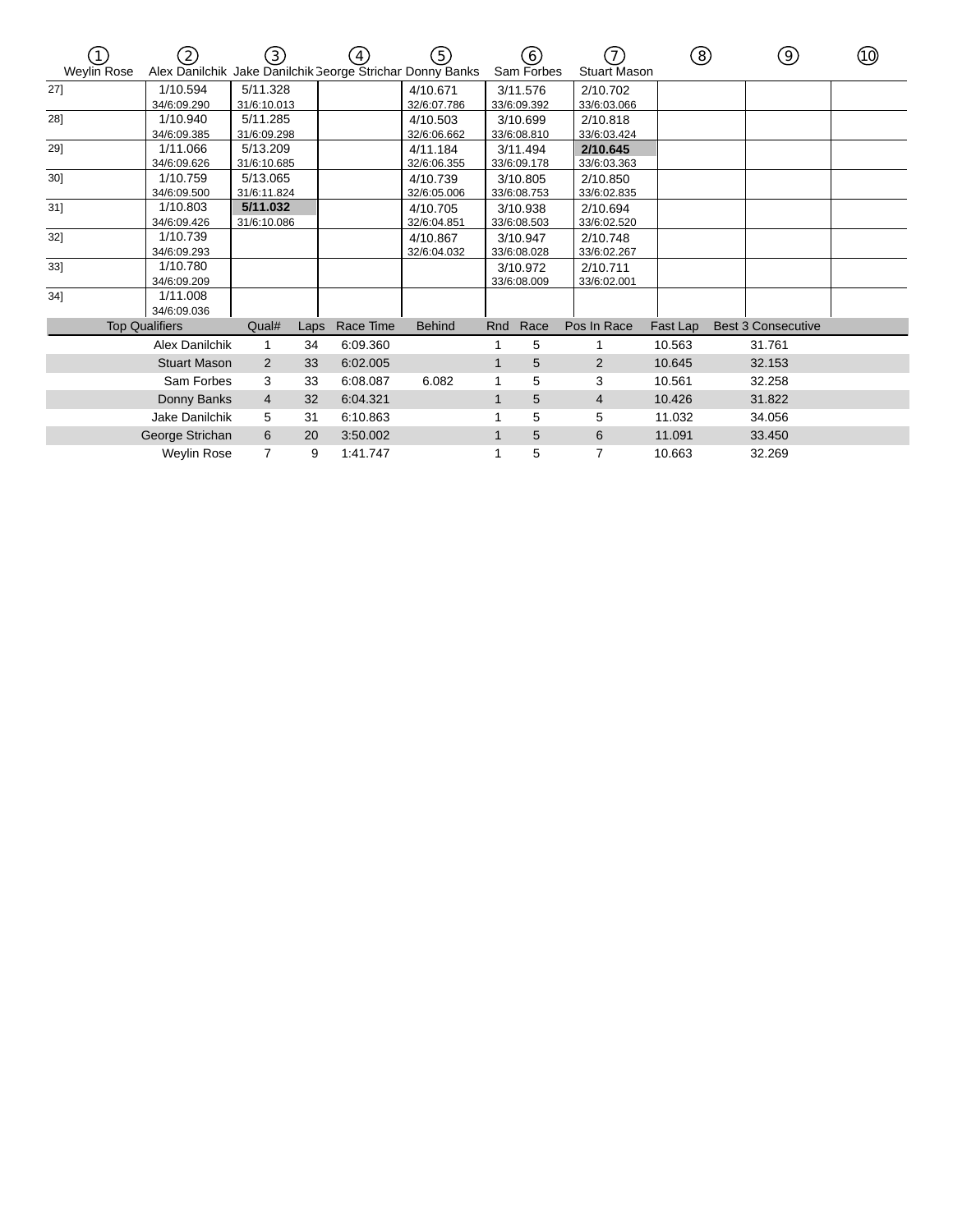| | ① Weylin Rose | ② Alex Danilchik | ③ Jake Danilchik | ④ George Strichan | ⑤ Donny Banks | ⑥ Sam Forbes | ⑦ Stuart Mason | ⑧ | ⑨ | ⑩ |
|---|---|---|---|---|---|---|---|---|---|---|
| 27] | | 1/10.594 34/6:09.290 | 5/11.328 31/6:10.013 | | 4/10.671 32/6:07.786 | 3/11.576 33/6:09.392 | 2/10.702 33/6:03.066 | | | |
| 28] | | 1/10.940 34/6:09.385 | 5/11.285 31/6:09.298 | | 4/10.503 32/6:06.662 | 3/10.699 33/6:08.810 | 2/10.818 33/6:03.424 | | | |
| 29] | | 1/11.066 34/6:09.626 | 5/13.209 31/6:10.685 | | 4/11.184 32/6:06.355 | 3/11.494 33/6:09.178 | **2/10.645** 33/6:03.363 | | | |
| 30] | | 1/10.759 34/6:09.500 | 5/13.065 31/6:11.824 | | 4/10.739 32/6:05.006 | 3/10.805 33/6:08.753 | 2/10.850 33/6:02.835 | | | |
| 31] | | 1/10.803 34/6:09.426 | **5/11.032** 31/6:10.086 | | 4/10.705 32/6:04.851 | 3/10.938 33/6:08.503 | 2/10.694 33/6:02.520 | | | |
| 32] | | 1/10.739 34/6:09.293 | | | 4/10.867 32/6:04.032 | 3/10.947 33/6:08.028 | 2/10.748 33/6:02.267 | | | |
| 33] | | 1/10.780 34/6:09.209 | | | | 3/10.972 33/6:08.009 | 2/10.711 33/6:02.001 | | | |
| 34] | | 1/11.008 34/6:09.036 | | | | | | | | |

| Top Qualifiers | Qual# | Laps | Race Time | Behind | Rnd | Race | Pos In Race | Fast Lap | Best 3 Consecutive |
|---|---|---|---|---|---|---|---|---|---|
| Alex Danilchik | 1 | 34 | 6:09.360 | | 1 | 5 | 1 | 10.563 | 31.761 |
| Stuart Mason | 2 | 33 | 6:02.005 | | 1 | 5 | 2 | 10.645 | 32.153 |
| Sam Forbes | 3 | 33 | 6:08.087 | 6.082 | 1 | 5 | 3 | 10.561 | 32.258 |
| Donny Banks | 4 | 32 | 6:04.321 | | 1 | 5 | 4 | 10.426 | 31.822 |
| Jake Danilchik | 5 | 31 | 6:10.863 | | 1 | 5 | 5 | 11.032 | 34.056 |
| George Strichan | 6 | 20 | 3:50.002 | | 1 | 5 | 6 | 11.091 | 33.450 |
| Weylin Rose | 7 | 9 | 1:41.747 | | 1 | 5 | 7 | 10.663 | 32.269 |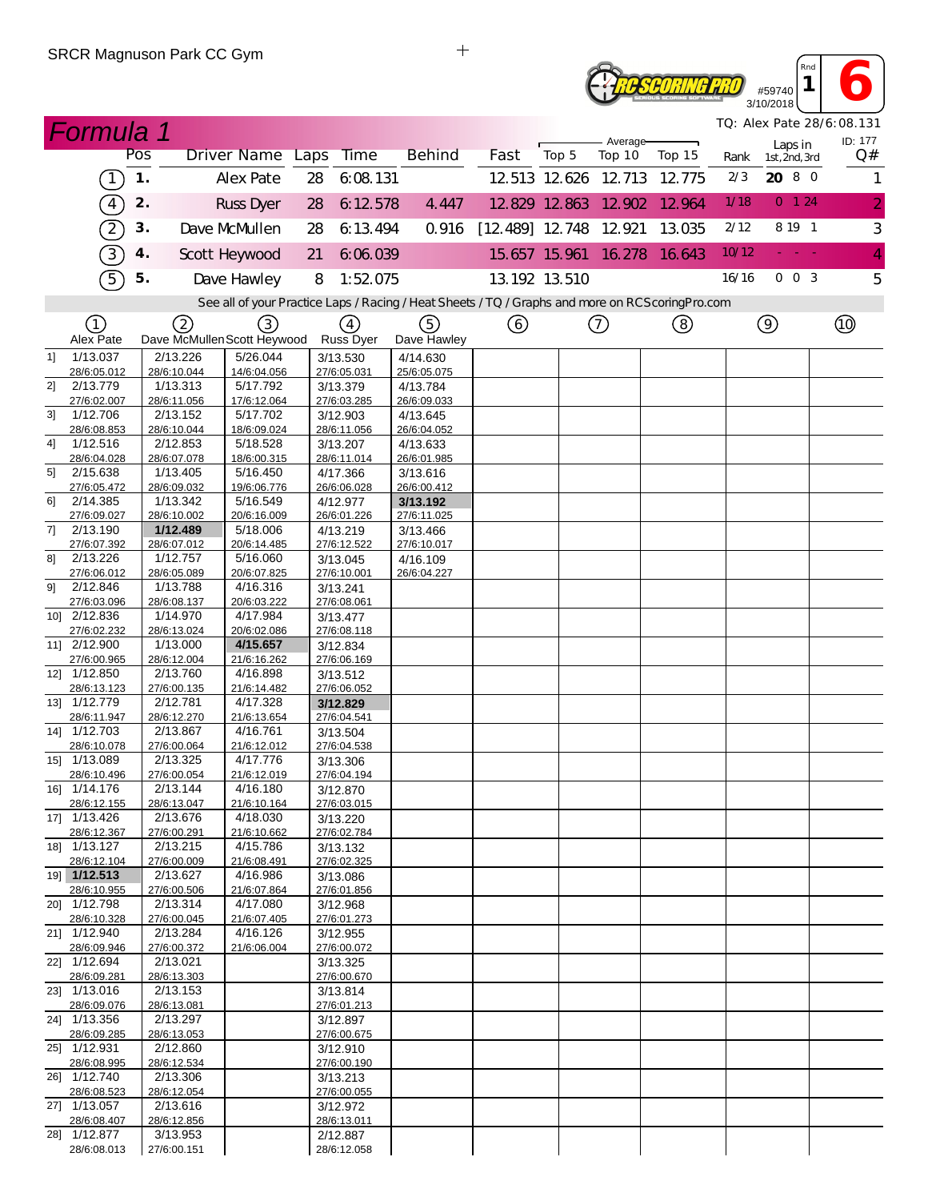SRCR Magnuson Park CC Gym

#59740 3/10/2018 Rnd 1 6

# Formula 1

TQ: Alex Pate 28/6:08.131

ID: 177

| | Pos | Driver Name | Laps | Time | Behind | Fast | Average Top 5 | Average Top 10 | Average Top 15 | Rank | Laps in 1st, 2nd, 3rd | Q# |
|---|---|---|---|---|---|---|---|---|---|---|---|---|
| (1) | 1. | Alex Pate | 28 | 6:08.131 | | 12.513 | 12.626 | 12.713 | 12.775 | 2/3 | **20** 8 0 | 1 |
| (4) | 2. | Russ Dyer | 28 | 6:12.578 | 4.447 | 12.829 | 12.863 | 12.902 | 12.964 | 1/18 | 0 1 24 | 2 |
| (2) | 3. | Dave McMullen | 28 | 6:13.494 | 0.916 | [12.489] | 12.748 | 12.921 | 13.035 | 2/12 | 8 19 1 | 3 |
| (3) | 4. | Scott Heywood | 21 | 6:06.039 | | 15.657 | 15.961 | 16.278 | 16.643 | 10/12 | - - - | 4 |
| (5) | 5. | Dave Hawley | 8 | 1:52.075 | | 13.192 | 13.510 | | | 16/16 | 0 0 3 | 5 |

See all of your Practice Laps / Racing / Heat Sheets / TQ / Graphs and more on RCScoringPro.com

| Lap | (1) Alex Pate | (2) Dave McMullen | (3) Scott Heywood | (4) Russ Dyer | (5) Dave Hawley | (6) | (7) | (8) | (9) | (10) |
|---|---|---|---|---|---|---|---|---|---|---|
| 1] | 1/13.037 28/6:05.012 | 2/13.226 28/6:10.044 | 5/26.044 14/6:04.056 | 3/13.530 27/6:05.031 | 4/14.630 25/6:05.075 | | | | | |
| 2] | 2/13.779 27/6:02.007 | 1/13.313 28/6:11.056 | 5/17.792 17/6:12.064 | 3/13.379 27/6:03.285 | 4/13.784 26/6:09.033 | | | | | |
| 3] | 1/12.706 28/6:08.853 | 2/13.152 28/6:10.044 | 5/17.702 18/6:09.024 | 3/12.903 28/6:11.056 | 4/13.645 26/6:04.052 | | | | | |
| 4] | 1/12.516 28/6:04.028 | 2/12.853 28/6:07.078 | 5/18.528 18/6:00.315 | 3/13.207 28/6:11.014 | 4/13.633 26/6:01.985 | | | | | |
| 5] | 2/15.638 27/6:05.472 | 1/13.405 28/6:09.032 | 5/16.450 19/6:06.776 | 4/17.366 26/6:06.028 | 3/13.616 26/6:00.412 | | | | | |
| 6] | 2/14.385 27/6:09.027 | 1/13.342 28/6:10.002 | 5/16.549 20/6:16.009 | 4/12.977 26/6:01.226 | **3/13.192** 27/6:11.025 | | | | | |
| 7] | 2/13.190 27/6:07.392 | **1/12.489** 28/6:07.012 | 5/18.006 20/6:14.485 | 4/13.219 27/6:12.522 | 3/13.466 27/6:10.017 | | | | | |
| 8] | 2/13.226 27/6:06.012 | 1/12.757 28/6:05.089 | 5/16.060 20/6:07.825 | 3/13.045 27/6:10.001 | 4/16.109 26/6:04.227 | | | | | |
| 9] | 2/12.846 27/6:03.096 | 1/13.788 28/6:08.137 | 4/16.316 20/6:03.222 | 3/13.241 27/6:08.061 | | | | | | |
| 10] | 2/12.836 27/6:02.232 | 1/14.970 28/6:13.024 | 4/17.984 20/6:02.086 | 3/13.477 27/6:08.118 | | | | | | |
| 11] | 2/12.900 27/6:00.965 | 1/13.000 28/6:12.004 | **4/15.657** 21/6:16.262 | 3/12.834 27/6:06.169 | | | | | | |
| 12] | 1/12.850 28/6:13.123 | 2/13.760 27/6:00.135 | 4/16.898 21/6:14.482 | 3/13.512 27/6:06.052 | | | | | | |
| 13] | 1/12.779 28/6:11.947 | 2/12.781 28/6:12.270 | 4/17.328 21/6:13.654 | **3/12.829** 27/6:04.541 | | | | | | |
| 14] | 1/12.703 28/6:10.078 | 2/13.867 27/6:00.064 | 4/16.761 21/6:12.012 | 3/13.504 27/6:04.538 | | | | | | |
| 15] | 1/13.089 28/6:10.496 | 2/13.325 27/6:00.054 | 4/17.776 21/6:12.019 | 3/13.306 27/6:04.194 | | | | | | |
| 16] | 1/14.176 28/6:12.155 | 2/13.144 28/6:13.047 | 4/16.180 21/6:10.164 | 3/12.870 27/6:03.015 | | | | | | |
| 17] | 1/13.426 28/6:12.367 | 2/13.676 27/6:00.291 | 4/18.030 21/6:10.662 | 3/13.220 27/6:02.784 | | | | | | |
| 18] | 1/13.127 28/6:12.104 | 2/13.215 27/6:00.009 | 4/15.786 21/6:08.491 | 3/13.132 27/6:02.325 | | | | | | |
| 19] | **1/12.513** 28/6:10.955 | 2/13.627 27/6:00.506 | 4/16.986 21/6:07.864 | 3/13.086 27/6:01.856 | | | | | | |
| 20] | 1/12.798 28/6:10.328 | 2/13.314 27/6:00.045 | 4/17.080 21/6:07.405 | 3/12.968 27/6:01.273 | | | | | | |
| 21] | 1/12.940 28/6:09.946 | 2/13.284 27/6:00.372 | 4/16.126 21/6:06.004 | 3/12.955 27/6:00.072 | | | | | | |
| 22] | 1/12.694 28/6:09.281 | 2/13.021 28/6:13.303 | | 3/13.325 27/6:00.670 | | | | | | |
| 23] | 1/13.016 28/6:09.076 | 2/13.153 28/6:13.081 | | 3/13.814 27/6:01.213 | | | | | | |
| 24] | 1/13.356 28/6:09.285 | 2/13.297 28/6:13.053 | | 3/12.897 27/6:00.675 | | | | | | |
| 25] | 1/12.931 28/6:08.995 | 2/12.860 28/6:12.534 | | 3/12.910 27/6:00.190 | | | | | | |
| 26] | 1/12.740 28/6:08.523 | 2/13.306 28/6:12.054 | | 3/13.213 27/6:00.055 | | | | | | |
| 27] | 1/13.057 28/6:08.407 | 2/13.616 28/6:12.856 | | 3/12.972 28/6:13.011 | | | | | | |
| 28] | 1/12.877 28/6:08.013 | 3/13.953 27/6:00.151 | | 2/12.887 28/6:12.058 | | | | | | |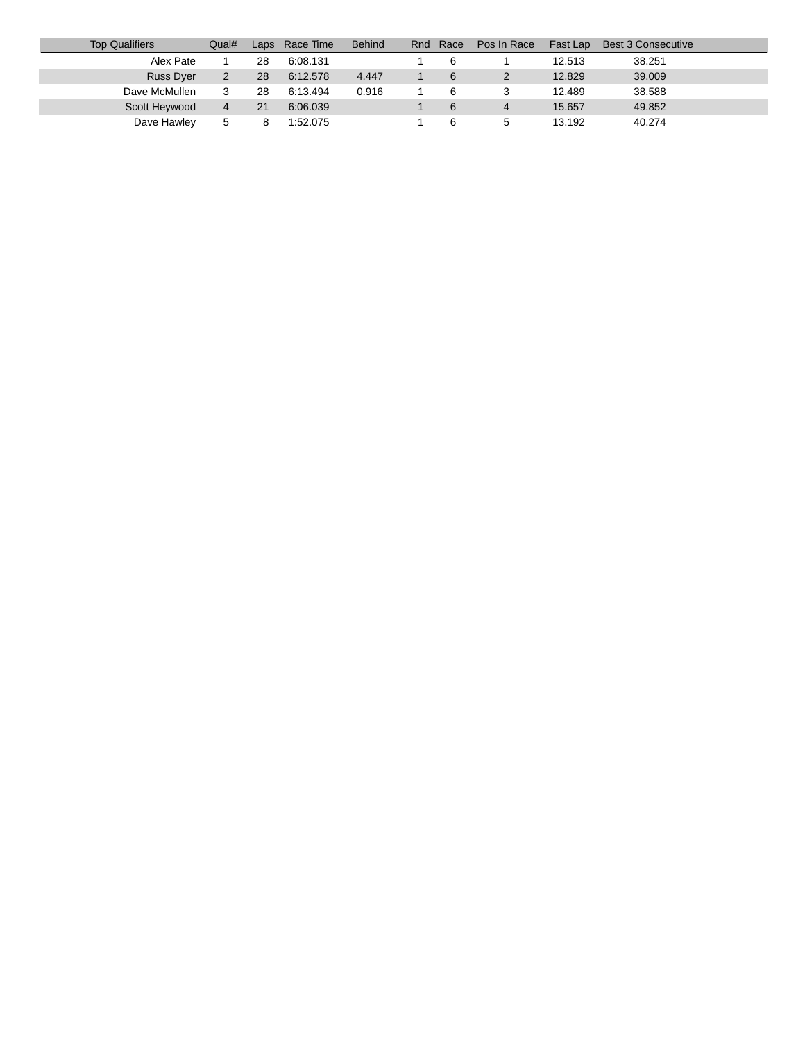| Top Qualifiers | Qual# | Laps | Race Time | Behind | Rnd | Race | Pos In Race | Fast Lap | Best 3 Consecutive |
|---|---|---|---|---|---|---|---|---|---|
| Alex Pate | 1 | 28 | 6:08.131 | | 1 | 6 | 1 | 12.513 | 38.251 |
| Russ Dyer | 2 | 28 | 6:12.578 | 4.447 | 1 | 6 | 2 | 12.829 | 39.009 |
| Dave McMullen | 3 | 28 | 6:13.494 | 0.916 | 1 | 6 | 3 | 12.489 | 38.588 |
| Scott Heywood | 4 | 21 | 6:06.039 | | 1 | 6 | 4 | 15.657 | 49.852 |
| Dave Hawley | 5 | 8 | 1:52.075 | | 1 | 6 | 5 | 13.192 | 40.274 |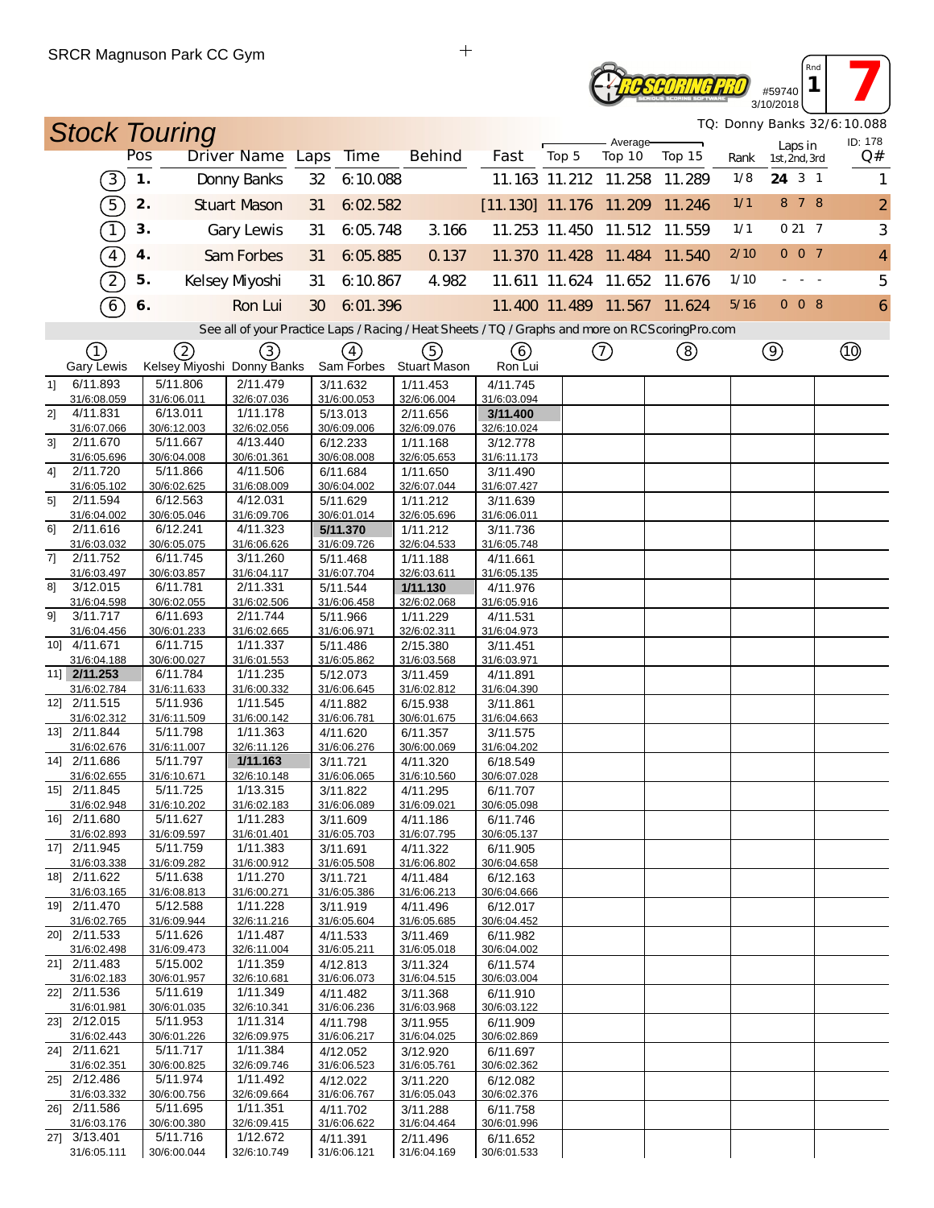SRCR Magnuson Park CC Gym

#59740 3/10/2018 Rnd 1 7

## Stock Touring

TQ: Donny Banks 32/6:10.088

| | Pos | Driver Name | Laps | Time | Behind | Fast | Average Top 5 | Average Top 10 | Average Top 15 | Rank | Laps in 1st, 2nd, 3rd | ID: 178 Q# |
|---|---|---|---|---|---|---|---|---|---|---|---|---|
| (3) | 1. | Donny Banks | 32 | 6:10.088 | | 11.163 | 11.212 | 11.258 | 11.289 | 1/8 | 24 3 1 | 1 |
| (5) | 2. | Stuart Mason | 31 | 6:02.582 | | [11.130] | 11.176 | 11.209 | 11.246 | 1/1 | 8 7 8 | 2 |
| (1) | 3. | Gary Lewis | 31 | 6:05.748 | 3.166 | 11.253 | 11.450 | 11.512 | 11.559 | 1/1 | 0 21 7 | 3 |
| (4) | 4. | Sam Forbes | 31 | 6:05.885 | 0.137 | 11.370 | 11.428 | 11.484 | 11.540 | 2/10 | 0 0 7 | 4 |
| (2) | 5. | Kelsey Miyoshi | 31 | 6:10.867 | 4.982 | 11.611 | 11.624 | 11.652 | 11.676 | 1/10 | - - - | 5 |
| (6) | 6. | Ron Lui | 30 | 6:01.396 | | 11.400 | 11.489 | 11.567 | 11.624 | 5/16 | 0 0 8 | 6 |

See all of your Practice Laps / Racing / Heat Sheets / TQ / Graphs and more on RCScoringPro.com

| | (1) Gary Lewis | (2) Kelsey Miyoshi | (3) Donny Banks | (4) Sam Forbes | (5) Stuart Mason | (6) Ron Lui | (7) | (8) | (9) | (10) |
|---|---|---|---|---|---|---|---|---|---|---|
| 1] | 6/11.893<br>31/6:08.059 | 5/11.806<br>31/6:06.011 | 2/11.479<br>32/6:07.036 | 3/11.632<br>31/6:00.053 | 1/11.453<br>32/6:06.004 | 4/11.745<br>31/6:03.094 | | | | |
| 2] | 4/11.831<br>31/6:07.066 | 6/13.011<br>30/6:12.003 | 1/11.178<br>32/6:02.056 | 5/13.013<br>30/6:09.006 | 2/11.656<br>32/6:09.076 | **3/11.400**<br>32/6:10.024 | | | | |
| 3] | 2/11.670<br>31/6:05.696 | 5/11.667<br>30/6:04.008 | 4/13.440<br>30/6:01.361 | 6/12.233<br>30/6:08.008 | 1/11.168<br>32/6:05.653 | 3/12.778<br>31/6:11.173 | | | | |
| 4] | 2/11.720<br>31/6:05.102 | 5/11.866<br>30/6:02.625 | 4/11.506<br>31/6:08.009 | 6/11.684<br>30/6:04.002 | 1/11.650<br>32/6:07.044 | 3/11.490<br>31/6:07.427 | | | | |
| 5] | 2/11.594<br>31/6:04.002 | 6/12.563<br>30/6:05.046 | 4/12.031<br>31/6:09.706 | 5/11.629<br>30/6:01.014 | 1/11.212<br>32/6:05.696 | 3/11.639<br>31/6:06.011 | | | | |
| 6] | 2/11.616<br>31/6:03.032 | 6/12.241<br>30/6:05.075 | 4/11.323<br>31/6:06.626 | **5/11.370**<br>31/6:09.726 | 1/11.212<br>32/6:04.533 | 3/11.736<br>31/6:05.748 | | | | |
| 7] | 2/11.752<br>31/6:03.497 | 6/11.745<br>30/6:03.857 | 3/11.260<br>31/6:04.117 | 5/11.468<br>31/6:07.704 | 1/11.188<br>32/6:03.611 | 4/11.661<br>31/6:05.135 | | | | |
| 8] | 3/12.015<br>31/6:04.598 | 6/11.781<br>30/6:02.055 | 2/11.331<br>31/6:02.506 | 5/11.544<br>31/6:06.458 | **1/11.130**<br>32/6:02.068 | 4/11.976<br>31/6:05.916 | | | | |
| 9] | 3/11.717<br>31/6:04.456 | 6/11.693<br>30/6:01.233 | 2/11.744<br>31/6:02.665 | 5/11.966<br>31/6:06.971 | 1/11.229<br>32/6:02.311 | 4/11.531<br>31/6:04.973 | | | | |
| 10] | 4/11.671<br>31/6:04.188 | 6/11.715<br>30/6:00.027 | 1/11.337<br>31/6:01.553 | 5/11.486<br>31/6:05.862 | 2/15.380<br>31/6:03.568 | 3/11.451<br>31/6:03.971 | | | | |
| 11] | **2/11.253**<br>31/6:02.784 | 6/11.784<br>31/6:11.633 | 1/11.235<br>31/6:00.332 | 5/12.073<br>31/6:06.645 | 3/11.459<br>31/6:02.812 | 4/11.891<br>31/6:04.390 | | | | |
| 12] | 2/11.515<br>31/6:02.312 | 5/11.936<br>31/6:11.509 | 1/11.545<br>31/6:00.142 | 4/11.882<br>31/6:06.781 | 6/15.938<br>30/6:01.675 | 3/11.861<br>31/6:04.663 | | | | |
| 13] | 2/11.844<br>31/6:02.676 | 5/11.798<br>31/6:11.007 | 1/11.363<br>32/6:11.126 | 4/11.620<br>31/6:06.276 | 6/11.357<br>30/6:00.069 | 3/11.575<br>31/6:04.202 | | | | |
| 14] | 2/11.686<br>31/6:02.655 | 5/11.797<br>31/6:10.671 | **1/11.163**<br>32/6:10.148 | 3/11.721<br>31/6:06.065 | 4/11.320<br>31/6:10.560 | 6/18.549<br>30/6:07.028 | | | | |
| 15] | 2/11.845<br>31/6:02.948 | 5/11.725<br>31/6:10.202 | 1/13.315<br>31/6:02.183 | 3/11.822<br>31/6:06.089 | 4/11.295<br>31/6:09.021 | 6/11.707<br>30/6:05.098 | | | | |
| 16] | 2/11.680<br>31/6:02.893 | 5/11.627<br>31/6:09.597 | 1/11.283<br>31/6:01.401 | 3/11.609<br>31/6:05.703 | 4/11.186<br>31/6:07.795 | 6/11.746<br>30/6:05.137 | | | | |
| 17] | 2/11.945<br>31/6:03.338 | 5/11.759<br>31/6:09.282 | 1/11.383<br>31/6:00.912 | 3/11.691<br>31/6:05.508 | 4/11.322<br>31/6:06.802 | 6/11.905<br>30/6:04.658 | | | | |
| 18] | 2/11.622<br>31/6:03.165 | 5/11.638<br>31/6:08.813 | 1/11.270<br>31/6:00.271 | 3/11.721<br>31/6:05.386 | 4/11.484<br>31/6:06.213 | 6/12.163<br>30/6:04.666 | | | | |
| 19] | 2/11.470<br>31/6:02.765 | 5/12.588<br>31/6:09.944 | 1/11.228<br>32/6:11.216 | 3/11.919<br>31/6:05.604 | 4/11.496<br>31/6:05.685 | 6/12.017<br>30/6:04.452 | | | | |
| 20] | 2/11.533<br>31/6:02.498 | 5/11.626<br>31/6:09.473 | 1/11.487<br>32/6:11.004 | 4/11.533<br>31/6:05.211 | 3/11.469<br>31/6:05.018 | 6/11.982<br>30/6:04.002 | | | | |
| 21] | 2/11.483<br>31/6:02.183 | 5/15.002<br>30/6:01.957 | 1/11.359<br>32/6:10.681 | 4/12.813<br>31/6:06.073 | 3/11.324<br>31/6:04.515 | 6/11.574<br>30/6:03.004 | | | | |
| 22] | 2/11.536<br>31/6:01.981 | 5/11.619<br>30/6:01.035 | 1/11.349<br>32/6:10.341 | 4/11.482<br>31/6:06.236 | 3/11.368<br>31/6:03.968 | 6/11.910<br>30/6:03.122 | | | | |
| 23] | 2/12.015<br>31/6:02.443 | 5/11.953<br>30/6:01.226 | 1/11.314<br>32/6:09.975 | 4/11.798<br>31/6:06.217 | 3/11.955<br>31/6:04.025 | 6/11.909<br>30/6:02.869 | | | | |
| 24] | 2/11.621<br>31/6:02.351 | 5/11.717<br>30/6:00.825 | 1/11.384<br>32/6:09.746 | 4/12.052<br>31/6:06.523 | 3/12.920<br>31/6:05.761 | 6/11.697<br>30/6:02.362 | | | | |
| 25] | 2/12.486<br>31/6:03.332 | 5/11.974<br>30/6:00.756 | 1/11.492<br>32/6:09.664 | 4/12.022<br>31/6:06.767 | 3/11.220<br>31/6:05.043 | 6/12.082<br>30/6:02.376 | | | | |
| 26] | 2/11.586<br>31/6:03.176 | 5/11.695<br>30/6:00.380 | 1/11.351<br>32/6:09.415 | 4/11.702<br>31/6:06.622 | 3/11.288<br>31/6:04.464 | 6/11.758<br>30/6:01.996 | | | | |
| 27] | 3/13.401<br>31/6:05.111 | 5/11.716<br>30/6:00.044 | 1/12.672<br>32/6:10.749 | 4/11.391<br>31/6:06.121 | 2/11.496<br>31/6:04.169 | 6/11.652<br>30/6:01.533 | | | | |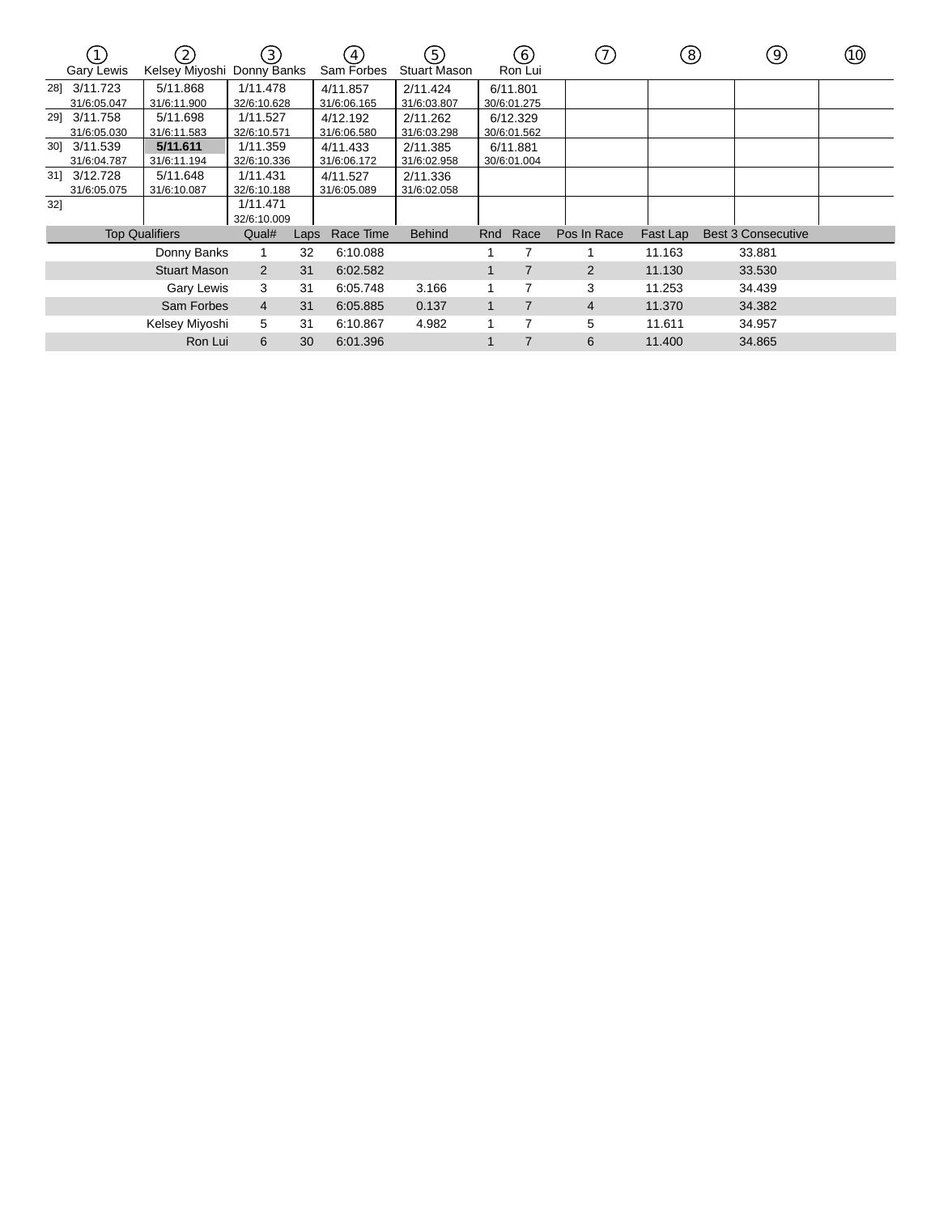| | ① Gary Lewis | ② Kelsey Miyoshi | ③ Donny Banks | ④ Sam Forbes | ⑤ Stuart Mason | ⑥ Ron Lui | ⑦ | ⑧ | ⑨ | ⑩ |
|---|---|---|---|---|---|---|---|---|---|---|
| 28] | 3/11.723 31/6:05.047 | 5/11.868 31/6:11.900 | 1/11.478 32/6:10.628 | 4/11.857 31/6:06.165 | 2/11.424 31/6:03.807 | 6/11.801 30/6:01.275 | | | | |
| 29] | 3/11.758 31/6:05.030 | 5/11.698 31/6:11.583 | 1/11.527 32/6:10.571 | 4/12.192 31/6:06.580 | 2/11.262 31/6:03.298 | 6/12.329 30/6:01.562 | | | | |
| 30] | 3/11.539 31/6:04.787 | **5/11.611** 31/6:11.194 | 1/11.359 32/6:10.336 | 4/11.433 31/6:06.172 | 2/11.385 31/6:02.958 | 6/11.881 30/6:01.004 | | | | |
| 31] | 3/12.728 31/6:05.075 | 5/11.648 31/6:10.087 | 1/11.431 32/6:10.188 | 4/11.527 31/6:05.089 | 2/11.336 31/6:02.058 | | | | | |
| 32] | | | 1/11.471 32/6:10.009 | | | | | | | |

| Top Qualifiers | Qual# | Laps | Race Time | Behind | Rnd | Race | Pos In Race | Fast Lap | Best 3 Consecutive |
|---|---|---|---|---|---|---|---|---|---|
| Donny Banks | 1 | 32 | 6:10.088 | | 1 | 7 | 1 | 11.163 | 33.881 |
| Stuart Mason | 2 | 31 | 6:02.582 | | 1 | 7 | 2 | 11.130 | 33.530 |
| Gary Lewis | 3 | 31 | 6:05.748 | 3.166 | 1 | 7 | 3 | 11.253 | 34.439 |
| Sam Forbes | 4 | 31 | 6:05.885 | 0.137 | 1 | 7 | 4 | 11.370 | 34.382 |
| Kelsey Miyoshi | 5 | 31 | 6:10.867 | 4.982 | 1 | 7 | 5 | 11.611 | 34.957 |
| Ron Lui | 6 | 30 | 6:01.396 | | 1 | 7 | 6 | 11.400 | 34.865 |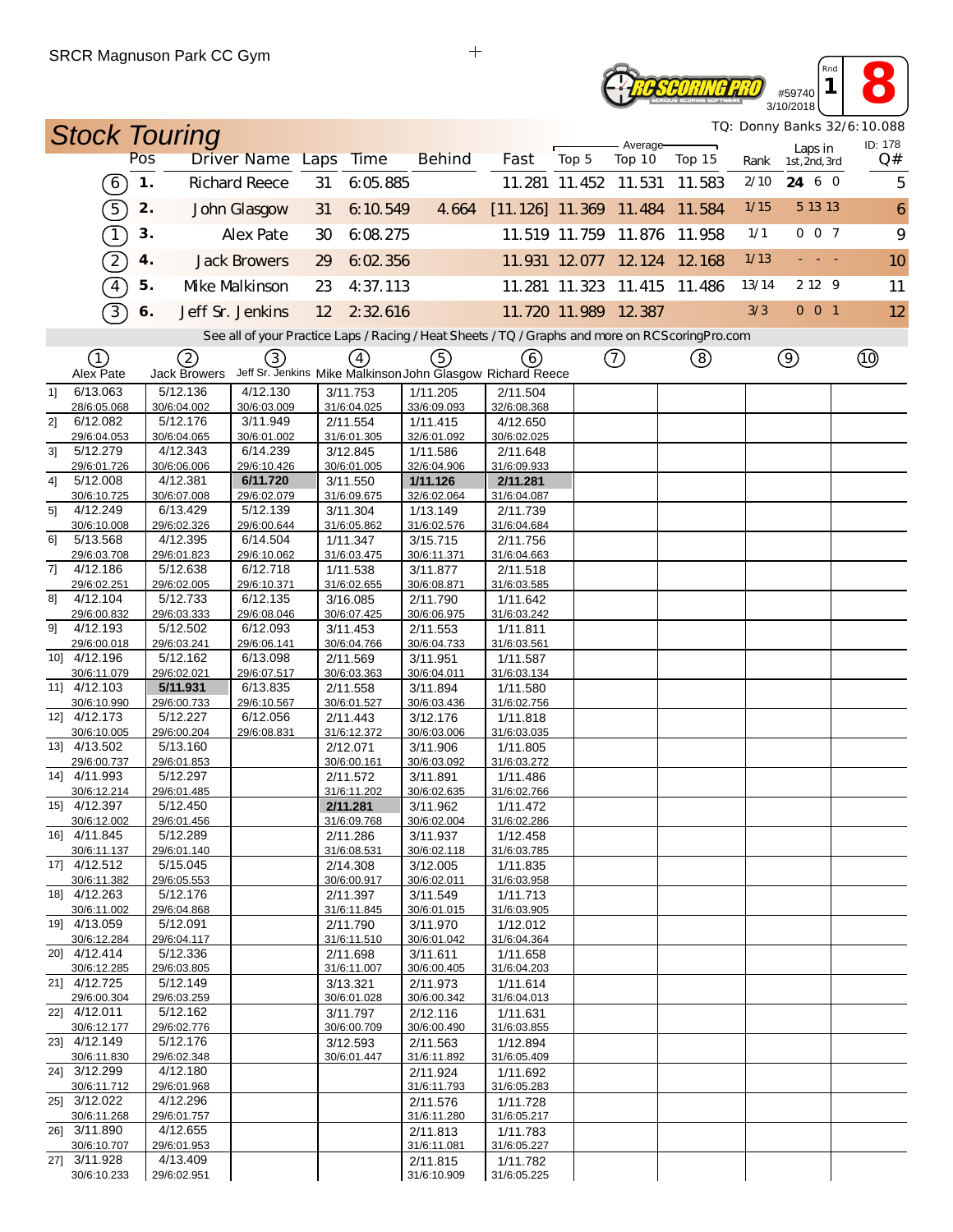SRCR Magnuson Park CC Gym

#59740 3/10/2018 Rnd 1 **8**

## Stock Touring

TQ: Donny Banks 32/6:10.088

| | Pos | Driver Name | Laps | Time | Behind | Fast | Average Top 5 | Average Top 10 | Average Top 15 | Rank | Laps in 1st, 2nd, 3rd | ID: 178 Q# |
|---|---|---|---|---|---|---|---|---|---|---|---|---|
| (6) | 1. | Richard Reece | 31 | 6:05.885 | | 11.281 | 11.452 | 11.531 | 11.583 | 2/10 | **24** 6 0 | 5 |
| (5) | 2. | John Glasgow | 31 | 6:10.549 | 4.664 | [11.126] | 11.369 | 11.484 | 11.584 | 1/15 | 5 13 13 | 6 |
| (1) | 3. | Alex Pate | 30 | 6:08.275 | | 11.519 | 11.759 | 11.876 | 11.958 | 1/1 | 0 0 7 | 9 |
| (2) | 4. | Jack Browers | 29 | 6:02.356 | | 11.931 | 12.077 | 12.124 | 12.168 | 1/13 | - - - | 10 |
| (4) | 5. | Mike Malkinson | 23 | 4:37.113 | | 11.281 | 11.323 | 11.415 | 11.486 | 13/14 | 2 12 9 | 11 |
| (3) | 6. | Jeff Sr. Jenkins | 12 | 2:32.616 | | 11.720 | 11.989 | 12.387 | | 3/3 | 0 0 1 | 12 |

See all of your Practice Laps / Racing / Heat Sheets / TQ / Graphs and more on RCScoringPro.com

| | (1) Alex Pate | (2) Jack Browers | (3) Jeff Sr. Jenkins | (4) Mike Malkinson | (5) John Glasgow | (6) Richard Reece | (7) | (8) | (9) | (10) |
|---|---|---|---|---|---|---|---|---|---|---|
| 1] | 6/13.063<br>28/6:05.068 | 5/12.136<br>30/6:04.002 | 4/12.130<br>30/6:03.009 | 3/11.753<br>31/6:04.025 | 1/11.205<br>33/6:09.093 | 2/11.504<br>32/6:08.368 | | | | |
| 2] | 6/12.082<br>29/6:04.053 | 5/12.176<br>30/6:04.065 | 3/11.949<br>30/6:01.002 | 2/11.554<br>31/6:01.305 | 1/11.415<br>32/6:01.092 | 4/12.650<br>30/6:02.025 | | | | |
| 3] | 5/12.279<br>29/6:01.726 | 4/12.343<br>30/6:06.006 | 6/14.239<br>29/6:10.426 | 3/12.845<br>30/6:01.005 | 1/11.586<br>32/6:04.906 | 2/11.648<br>31/6:09.933 | | | | |
| 4] | 5/12.008<br>30/6:10.725 | 4/12.381<br>30/6:07.008 | **6/11.720**<br>29/6:02.079 | 3/11.550<br>31/6:09.675 | **1/11.126**<br>32/6:02.064 | **2/11.281**<br>31/6:04.087 | | | | |
| 5] | 4/12.249<br>30/6:10.008 | 6/13.429<br>29/6:02.326 | 5/12.139<br>29/6:00.644 | 3/11.304<br>31/6:05.862 | 1/13.149<br>31/6:02.576 | 2/11.739<br>31/6:04.684 | | | | |
| 6] | 5/13.568<br>29/6:03.708 | 4/12.395<br>29/6:01.823 | 6/14.504<br>29/6:10.062 | 1/11.347<br>31/6:03.475 | 3/15.715<br>30/6:11.371 | 2/11.756<br>31/6:04.663 | | | | |
| 7] | 4/12.186<br>29/6:02.251 | 5/12.638<br>29/6:02.005 | 6/12.718<br>29/6:10.371 | 1/11.538<br>31/6:02.655 | 3/11.877<br>30/6:08.871 | 2/11.518<br>31/6:03.585 | | | | |
| 8] | 4/12.104<br>29/6:00.832 | 5/12.733<br>29/6:03.333 | 6/12.135<br>29/6:08.046 | 3/16.085<br>30/6:07.425 | 2/11.790<br>30/6:06.975 | 1/11.642<br>31/6:03.242 | | | | |
| 9] | 4/12.193<br>29/6:00.018 | 5/12.502<br>29/6:03.241 | 6/12.093<br>29/6:06.141 | 3/11.453<br>30/6:04.766 | 2/11.553<br>30/6:04.733 | 1/11.811<br>31/6:03.561 | | | | |
| 10] | 4/12.196<br>30/6:11.079 | 5/12.162<br>29/6:02.021 | 6/13.098<br>29/6:07.517 | 2/11.569<br>30/6:03.363 | 3/11.951<br>30/6:04.011 | 1/11.587<br>31/6:03.134 | | | | |
| 11] | 4/12.103<br>30/6:10.990 | **5/11.931**<br>29/6:00.733 | 6/13.835<br>29/6:10.567 | 2/11.558<br>30/6:01.527 | 3/11.894<br>30/6:03.436 | 1/11.580<br>31/6:02.756 | | | | |
| 12] | 4/12.173<br>30/6:10.005 | 5/12.227<br>29/6:00.204 | 6/12.056<br>29/6:08.831 | 2/11.443<br>31/6:12.372 | 3/12.176<br>30/6:03.006 | 1/11.818<br>31/6:03.035 | | | | |
| 13] | 4/13.502<br>29/6:00.737 | 5/13.160<br>29/6:01.853 | | 2/12.071<br>30/6:00.161 | 3/11.906<br>30/6:03.092 | 1/11.805<br>31/6:03.272 | | | | |
| 14] | 4/11.993<br>30/6:12.214 | 5/12.297<br>29/6:01.485 | | 2/11.572<br>31/6:11.202 | 3/11.891<br>30/6:02.635 | 1/11.486<br>31/6:02.766 | | | | |
| 15] | 4/12.397<br>30/6:12.002 | 5/12.450<br>29/6:01.456 | | **2/11.281**<br>31/6:09.768 | 3/11.962<br>30/6:02.004 | 1/11.472<br>31/6:02.286 | | | | |
| 16] | 4/11.845<br>30/6:11.137 | 5/12.289<br>29/6:01.140 | | 2/11.286<br>31/6:08.531 | 3/11.937<br>30/6:02.118 | 1/12.458<br>31/6:03.785 | | | | |
| 17] | 4/12.512<br>30/6:11.382 | 5/15.045<br>29/6:05.553 | | 2/14.308<br>30/6:00.917 | 3/12.005<br>30/6:02.011 | 1/11.835<br>31/6:03.958 | | | | |
| 18] | 4/12.263<br>30/6:11.002 | 5/12.176<br>29/6:04.868 | | 2/11.397<br>31/6:11.845 | 3/11.549<br>30/6:01.015 | 1/11.713<br>31/6:03.905 | | | | |
| 19] | 4/13.059<br>30/6:12.284 | 5/12.091<br>29/6:04.117 | | 2/11.790<br>31/6:11.510 | 3/11.970<br>30/6:01.042 | 1/12.012<br>31/6:04.364 | | | | |
| 20] | 4/12.414<br>30/6:12.285 | 5/12.336<br>29/6:03.805 | | 2/11.698<br>31/6:11.007 | 3/11.611<br>30/6:00.405 | 1/11.658<br>31/6:04.203 | | | | |
| 21] | 4/12.725<br>29/6:00.304 | 5/12.149<br>29/6:03.259 | | 3/13.321<br>30/6:01.028 | 2/11.973<br>30/6:00.342 | 1/11.614<br>31/6:04.013 | | | | |
| 22] | 4/12.011<br>30/6:12.177 | 5/12.162<br>29/6:02.776 | | 3/11.797<br>30/6:00.709 | 2/12.116<br>30/6:00.490 | 1/11.631<br>31/6:03.855 | | | | |
| 23] | 4/12.149<br>30/6:11.830 | 5/12.176<br>29/6:02.348 | | 3/12.593<br>30/6:01.447 | 2/11.563<br>31/6:11.892 | 1/12.894<br>31/6:05.409 | | | | |
| 24] | 3/12.299<br>30/6:11.712 | 4/12.180<br>29/6:01.968 | | | 2/11.924<br>31/6:11.793 | 1/11.692<br>31/6:05.283 | | | | |
| 25] | 3/12.022<br>30/6:11.268 | 4/12.296<br>29/6:01.757 | | | 2/11.576<br>31/6:11.280 | 1/11.728<br>31/6:05.217 | | | | |
| 26] | 3/11.890<br>30/6:10.707 | 4/12.655<br>29/6:01.953 | | | 2/11.813<br>31/6:11.081 | 1/11.783<br>31/6:05.227 | | | | |
| 27] | 3/11.928<br>30/6:10.233 | 4/13.409<br>29/6:02.951 | | | 2/11.815<br>31/6:10.909 | 1/11.782<br>31/6:05.225 | | | | |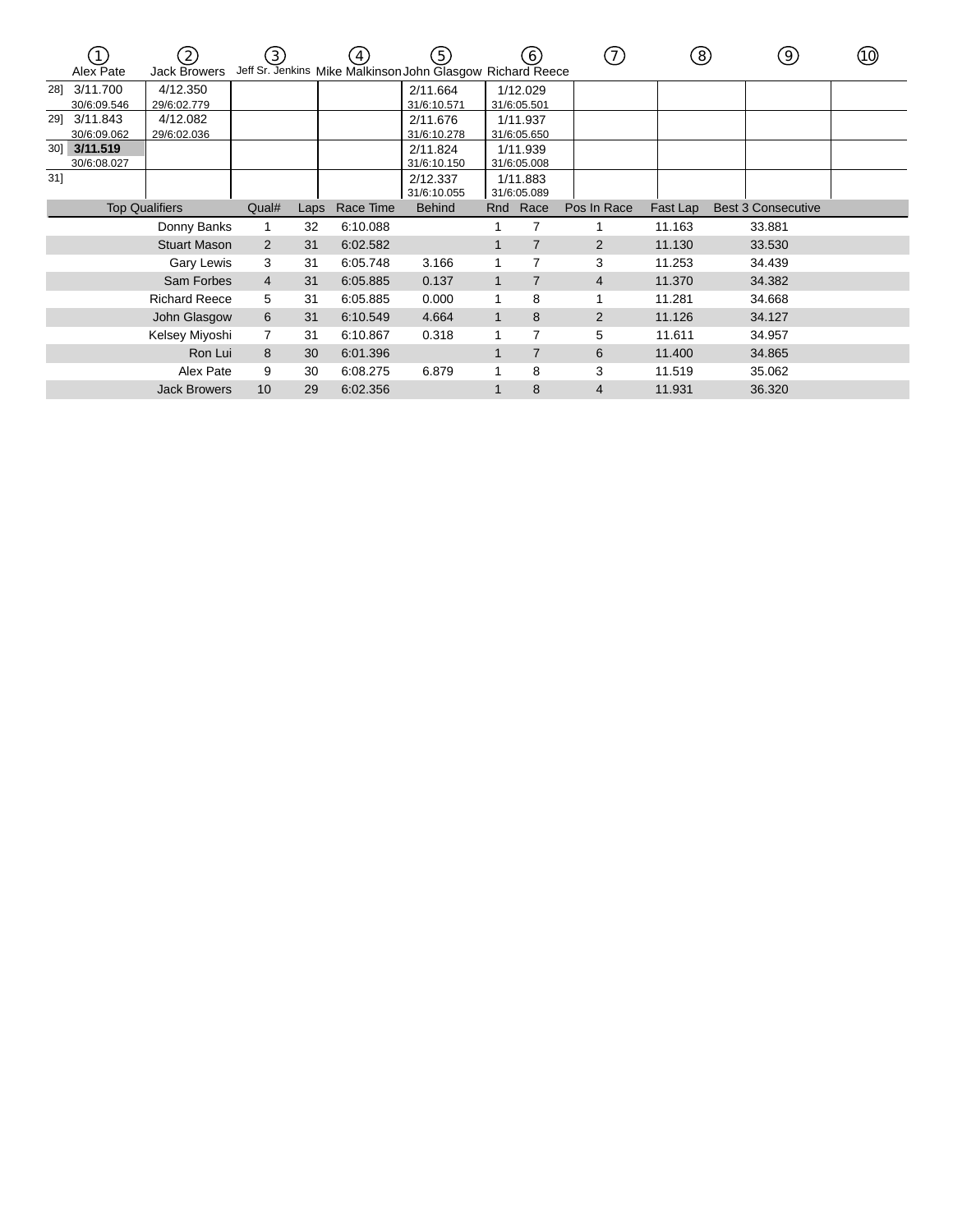| | ① Alex Pate | ② Jack Browers | ③ Jeff Sr. Jenkins | ④ Mike Malkinson | ⑤ John Glasgow | ⑥ Richard Reece | ⑦ | ⑧ | ⑨ | ⑩ |
|---|---|---|---|---|---|---|---|---|---|---|
| 28] | 3/11.700 30/6:09.546 | 4/12.350 29/6:02.779 | | | 2/11.664 31/6:10.571 | 1/12.029 31/6:05.501 | | | | |
| 29] | 3/11.843 30/6:09.062 | 4/12.082 29/6:02.036 | | | 2/11.676 31/6:10.278 | 1/11.937 31/6:05.650 | | | | |
| 30] | **3/11.519** 30/6:08.027 | | | | 2/11.824 31/6:10.150 | 1/11.939 31/6:05.008 | | | | |
| 31] | | | | | 2/12.337 31/6:10.055 | 1/11.883 31/6:05.089 | | | | |

| Top Qualifiers | Qual# | Laps | Race Time | Behind | Rnd | Race | Pos In Race | Fast Lap | Best 3 Consecutive |
|---|---|---|---|---|---|---|---|---|---|
| Donny Banks | 1 | 32 | 6:10.088 | | 1 | 7 | 1 | 11.163 | 33.881 |
| Stuart Mason | 2 | 31 | 6:02.582 | | 1 | 7 | 2 | 11.130 | 33.530 |
| Gary Lewis | 3 | 31 | 6:05.748 | 3.166 | 1 | 7 | 3 | 11.253 | 34.439 |
| Sam Forbes | 4 | 31 | 6:05.885 | 0.137 | 1 | 7 | 4 | 11.370 | 34.382 |
| Richard Reece | 5 | 31 | 6:05.885 | 0.000 | 1 | 8 | 1 | 11.281 | 34.668 |
| John Glasgow | 6 | 31 | 6:10.549 | 4.664 | 1 | 8 | 2 | 11.126 | 34.127 |
| Kelsey Miyoshi | 7 | 31 | 6:10.867 | 0.318 | 1 | 7 | 5 | 11.611 | 34.957 |
| Ron Lui | 8 | 30 | 6:01.396 | | 1 | 7 | 6 | 11.400 | 34.865 |
| Alex Pate | 9 | 30 | 6:08.275 | 6.879 | 1 | 8 | 3 | 11.519 | 35.062 |
| Jack Browers | 10 | 29 | 6:02.356 | | 1 | 8 | 4 | 11.931 | 36.320 |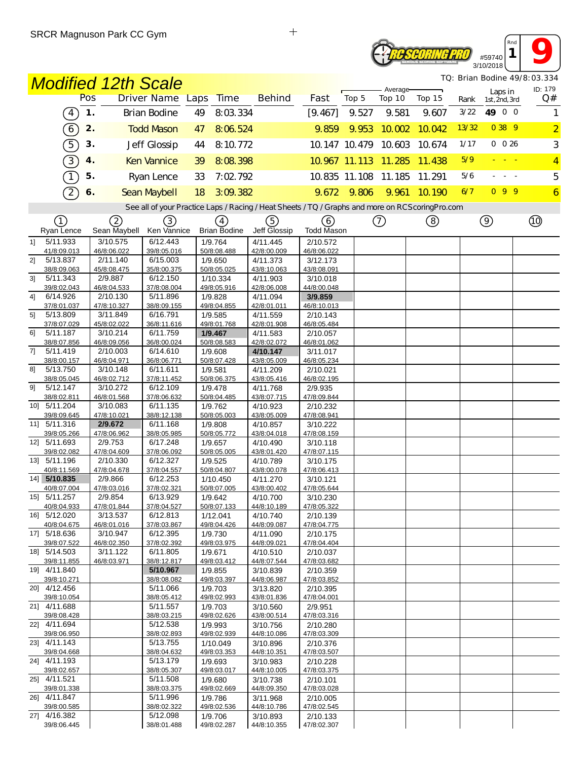SRCR Magnuson Park CC Gym

#59740
3/10/2018
Rnd 1
9

# Modified 12th Scale

TQ: Brian Bodine 49/8:03.334

ID: 179

| | Pos | Driver Name | Laps | Time | Behind | Fast | Average Top 5 | Average Top 10 | Average Top 15 | Rank | Laps in 1st, 2nd, 3rd | Q# |
|---|---|---|---|---|---|---|---|---|---|---|---|---|
| (4) | 1. | Brian Bodine | 49 | 8:03.334 | | [9.467] | 9.527 | 9.581 | 9.607 | 3/22 | 49 0 0 | 1 |
| (6) | 2. | Todd Mason | 47 | 8:06.524 | | 9.859 | 9.953 | 10.002 | 10.042 | 13/32 | 0 38 9 | 2 |
| (5) | 3. | Jeff Glossip | 44 | 8:10.772 | | 10.147 | 10.479 | 10.603 | 10.674 | 1/17 | 0 0 26 | 3 |
| (3) | 4. | Ken Vannice | 39 | 8:08.398 | | 10.967 | 11.113 | 11.285 | 11.438 | 5/9 | - - - | 4 |
| (1) | 5. | Ryan Lence | 33 | 7:02.792 | | 10.835 | 11.108 | 11.185 | 11.291 | 5/6 | - - - | 5 |
| (2) | 6. | Sean Maybell | 18 | 3:09.382 | | 9.672 | 9.806 | 9.961 | 10.190 | 6/7 | 0 9 9 | 6 |

See all of your Practice Laps / Racing / Heat Sheets / TQ / Graphs and more on RCScoringPro.com

| | (1) Ryan Lence | (2) Sean Maybell | (3) Ken Vannice | (4) Brian Bodine | (5) Jeff Glossip | (6) Todd Mason | (7) | (8) | (9) | (10) |
|---|---|---|---|---|---|---|---|---|---|---|
| 1] | 5/11.933<br>41/8:09.013 | 3/10.575<br>46/8:06.022 | 6/12.443<br>39/8:05.016 | 1/9.764<br>50/8:08.488 | 4/11.445<br>42/8:00.009 | 2/10.572<br>46/8:06.022 | | | | |
| 2] | 5/13.837<br>38/8:09.063 | 2/11.140<br>45/8:08.475 | 6/15.003<br>35/8:00.375 | 1/9.650<br>50/8:05.025 | 4/11.373<br>43/8:10.063 | 3/12.173<br>43/8:08.091 | | | | |
| 3] | 5/11.343<br>39/8:02.043 | 2/9.887<br>46/8:04.533 | 6/12.150<br>37/8:08.004 | 1/10.334<br>49/8:05.916 | 4/11.903<br>42/8:06.008 | 3/10.018<br>44/8:00.048 | | | | |
| 4] | 6/14.926<br>37/8:01.037 | 2/10.130<br>47/8:10.327 | 5/11.896<br>38/8:09.155 | 1/9.828<br>49/8:04.855 | 4/11.094<br>42/8:01.011 | **3/9.859**<br>46/8:10.013 | | | | |
| 5] | 5/13.809<br>37/8:07.029 | 3/11.849<br>45/8:02.022 | 6/16.791<br>36/8:11.616 | 1/9.585<br>49/8:01.768 | 4/11.559<br>42/8:01.908 | 2/10.143<br>46/8:05.484 | | | | |
| 6] | 5/11.187<br>38/8:07.856 | 3/10.214<br>46/8:09.056 | 6/11.759<br>36/8:00.024 | **1/9.467**<br>50/8:08.583 | 4/11.583<br>42/8:02.072 | 2/10.057<br>46/8:01.062 | | | | |
| 7] | 5/11.419<br>38/8:00.157 | 2/10.003<br>46/8:04.971 | 6/14.610<br>36/8:06.771 | 1/9.608<br>50/8:07.428 | **4/10.147**<br>43/8:05.009 | 3/11.017<br>46/8:05.234 | | | | |
| 8] | 5/13.750<br>38/8:05.045 | 3/10.148<br>46/8:02.712 | 6/11.611<br>37/8:11.452 | 1/9.581<br>50/8:06.375 | 4/11.209<br>43/8:05.416 | 2/10.021<br>46/8:02.195 | | | | |
| 9] | 5/12.147<br>38/8:02.811 | 3/10.272<br>46/8:01.568 | 6/12.109<br>37/8:06.632 | 1/9.478<br>50/8:04.485 | 4/11.768<br>43/8:07.715 | 2/9.935<br>47/8:09.844 | | | | |
| 10] | 5/11.204<br>39/8:09.645 | 3/10.083<br>47/8:10.021 | 6/11.135<br>38/8:12.138 | 1/9.762<br>50/8:05.003 | 4/10.923<br>43/8:05.009 | 2/10.232<br>47/8:08.941 | | | | |
| 11] | 5/11.316<br>39/8:05.266 | **2/9.672**<br>47/8:06.962 | 6/11.168<br>38/8:05.985 | 1/9.808<br>50/8:05.772 | 4/10.857<br>43/8:04.018 | 3/10.222<br>47/8:08.159 | | | | |
| 12] | 5/11.693<br>39/8:02.082 | 2/9.753<br>47/8:04.609 | 6/17.248<br>37/8:06.092 | 1/9.657<br>50/8:05.005 | 4/10.490<br>43/8:01.420 | 3/10.118<br>47/8:07.115 | | | | |
| 13] | 5/11.196<br>40/8:11.569 | 2/10.330<br>47/8:04.678 | 6/12.327<br>37/8:04.557 | 1/9.525<br>50/8:04.807 | 4/10.789<br>43/8:00.078 | 3/10.175<br>47/8:06.413 | | | | |
| 14] | **5/10.835**<br>40/8:07.004 | 2/9.866<br>47/8:03.016 | 6/12.253<br>37/8:02.321 | 1/10.450<br>50/8:07.005 | 4/11.270<br>43/8:00.402 | 3/10.121<br>47/8:05.644 | | | | |
| 15] | 5/11.257<br>40/8:04.933 | 2/9.854<br>47/8:01.844 | 6/13.929<br>37/8:04.527 | 1/9.642<br>50/8:07.133 | 4/10.700<br>44/8:10.189 | 3/10.230<br>47/8:05.322 | | | | |
| 16] | 5/12.020<br>40/8:04.675 | 3/13.537<br>46/8:01.016 | 6/12.813<br>37/8:03.867 | 1/12.041<br>49/8:04.426 | 4/10.740<br>44/8:09.087 | 2/10.139<br>47/8:04.775 | | | | |
| 17] | 5/18.636<br>39/8:07.522 | 3/10.947<br>46/8:02.350 | 6/12.395<br>37/8:02.392 | 1/9.730<br>49/8:03.975 | 4/11.090<br>44/8:09.021 | 2/10.175<br>47/8:04.404 | | | | |
| 18] | 5/14.503<br>39/8:11.855 | 3/11.122<br>46/8:03.971 | 6/11.805<br>38/8:12.817 | 1/9.671<br>49/8:03.412 | 4/10.510<br>44/8:07.544 | 2/10.037<br>47/8:03.682 | | | | |
| 19] | 4/11.840<br>39/8:10.271 | | **5/10.967**<br>38/8:08.082 | 1/9.855<br>49/8:03.397 | 3/10.839<br>44/8:06.987 | 2/10.359<br>47/8:03.852 | | | | |
| 20] | 4/12.456<br>39/8:10.054 | | 5/11.066<br>38/8:05.412 | 1/9.703<br>49/8:02.993 | 3/13.820<br>43/8:01.836 | 2/10.395<br>47/8:04.001 | | | | |
| 21] | 4/11.688<br>39/8:08.428 | | 5/11.557<br>38/8:03.215 | 1/9.703<br>49/8:02.626 | 3/10.560<br>43/8:00.514 | 2/9.951<br>47/8:03.316 | | | | |
| 22] | 4/11.694<br>39/8:06.950 | | 5/12.538<br>38/8:02.893 | 1/9.993<br>49/8:02.939 | 3/10.756<br>44/8:10.086 | 2/10.280<br>47/8:03.309 | | | | |
| 23] | 4/11.143<br>39/8:04.668 | | 5/13.755<br>38/8:04.632 | 1/10.049<br>49/8:03.353 | 3/10.896<br>44/8:10.351 | 2/10.376<br>47/8:03.507 | | | | |
| 24] | 4/11.193<br>39/8:02.657 | | 5/13.179<br>38/8:05.307 | 1/9.693<br>49/8:03.017 | 3/10.983<br>44/8:10.005 | 2/10.228<br>47/8:03.375 | | | | |
| 25] | 4/11.521<br>39/8:01.338 | | 5/11.508<br>38/8:03.375 | 1/9.680<br>49/8:02.669 | 3/10.738<br>44/8:09.350 | 2/10.101<br>47/8:03.028 | | | | |
| 26] | 4/11.847<br>39/8:00.585 | | 5/11.996<br>38/8:02.322 | 1/9.786<br>49/8:02.536 | 3/11.968<br>44/8:10.786 | 2/10.005<br>47/8:02.545 | | | | |
| 27] | 4/16.382<br>39/8:06.445 | | 5/12.098<br>38/8:01.488 | 1/9.706<br>49/8:02.287 | 3/10.893<br>44/8:10.355 | 2/10.133<br>47/8:02.307 | | | | |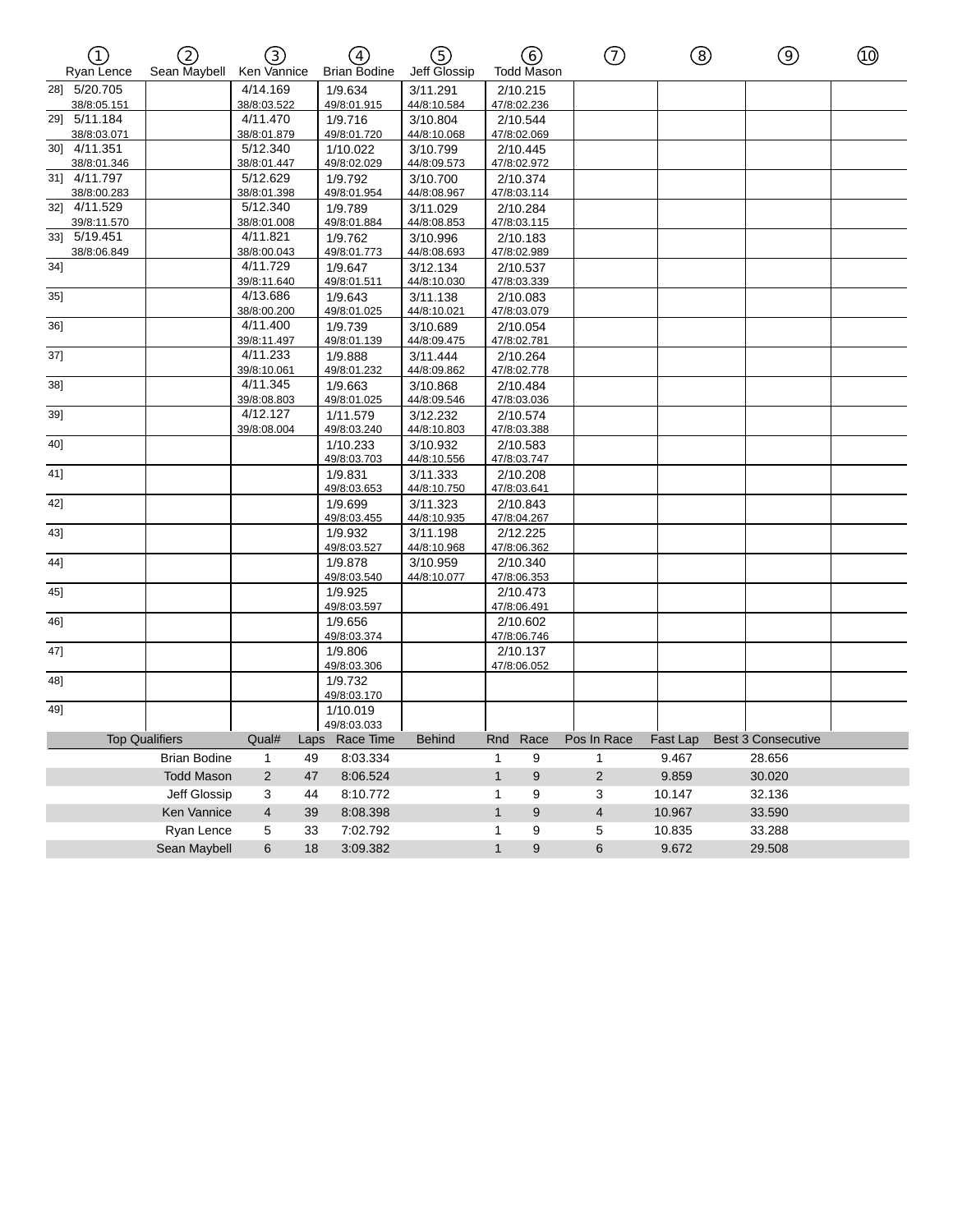| | ① Ryan Lence | ② Sean Maybell | ③ Ken Vannice | ④ Brian Bodine | ⑤ Jeff Glossip | ⑥ Todd Mason | ⑦ | ⑧ | ⑨ | ⑩ |
|---|---|---|---|---|---|---|---|---|---|---|
| 28] | 5/20.705 38/8:05.151 | | 4/14.169 38/8:03.522 | 1/9.634 49/8:01.915 | 3/11.291 44/8:10.584 | 2/10.215 47/8:02.236 | | | | |
| 29] | 5/11.184 38/8:03.071 | | 4/11.470 38/8:01.879 | 1/9.716 49/8:01.720 | 3/10.804 44/8:10.068 | 2/10.544 47/8:02.069 | | | | |
| 30] | 4/11.351 38/8:01.346 | | 5/12.340 38/8:01.447 | 1/10.022 49/8:02.029 | 3/10.799 44/8:09.573 | 2/10.445 47/8:02.972 | | | | |
| 31] | 4/11.797 38/8:00.283 | | 5/12.629 38/8:01.398 | 1/9.792 49/8:01.954 | 3/10.700 44/8:08.967 | 2/10.374 47/8:03.114 | | | | |
| 32] | 4/11.529 39/8:11.570 | | 5/12.340 38/8:01.008 | 1/9.789 49/8:01.884 | 3/11.029 44/8:08.853 | 2/10.284 47/8:03.115 | | | | |
| 33] | 5/19.451 38/8:06.849 | | 4/11.821 38/8:00.043 | 1/9.762 49/8:01.773 | 3/10.996 44/8:08.693 | 2/10.183 47/8:02.989 | | | | |
| 34] | | | 4/11.729 39/8:11.640 | 1/9.647 49/8:01.511 | 3/12.134 44/8:10.030 | 2/10.537 47/8:03.339 | | | | |
| 35] | | | 4/13.686 38/8:00.200 | 1/9.643 49/8:01.025 | 3/11.138 44/8:10.021 | 2/10.083 47/8:03.079 | | | | |
| 36] | | | 4/11.400 39/8:11.497 | 1/9.739 49/8:01.139 | 3/10.689 44/8:09.475 | 2/10.054 47/8:02.781 | | | | |
| 37] | | | 4/11.233 39/8:10.061 | 1/9.888 49/8:01.232 | 3/11.444 44/8:09.862 | 2/10.264 47/8:02.778 | | | | |
| 38] | | | 4/11.345 39/8:08.803 | 1/9.663 49/8:01.025 | 3/10.868 44/8:09.546 | 2/10.484 47/8:03.036 | | | | |
| 39] | | | 4/12.127 39/8:08.004 | 1/11.579 49/8:03.240 | 3/12.232 44/8:10.803 | 2/10.574 47/8:03.388 | | | | |
| 40] | | | | 1/10.233 49/8:03.703 | 3/10.932 44/8:10.556 | 2/10.583 47/8:03.747 | | | | |
| 41] | | | | 1/9.831 49/8:03.653 | 3/11.333 44/8:10.750 | 2/10.208 47/8:03.641 | | | | |
| 42] | | | | 1/9.699 49/8:03.455 | 3/11.323 44/8:10.935 | 2/10.843 47/8:04.267 | | | | |
| 43] | | | | 1/9.932 49/8:03.527 | 3/11.198 44/8:10.968 | 2/12.225 47/8:06.362 | | | | |
| 44] | | | | 1/9.878 49/8:03.540 | 3/10.959 44/8:10.077 | 2/10.340 47/8:06.353 | | | | |
| 45] | | | | 1/9.925 49/8:03.597 | | 2/10.473 47/8:06.491 | | | | |
| 46] | | | | 1/9.656 49/8:03.374 | | 2/10.602 47/8:06.746 | | | | |
| 47] | | | | 1/9.806 49/8:03.306 | | 2/10.137 47/8:06.052 | | | | |
| 48] | | | | 1/9.732 49/8:03.170 | | | | | | |
| 49] | | | | 1/10.019 49/8:03.033 | | | | | | |

| Top Qualifiers | Qual# | Laps | Race Time | Behind | Rnd | Race | Pos In Race | Fast Lap | Best 3 Consecutive |
|---|---|---|---|---|---|---|---|---|---|
| Brian Bodine | 1 | 49 | 8:03.334 | | 1 | 9 | 1 | 9.467 | 28.656 |
| Todd Mason | 2 | 47 | 8:06.524 | | 1 | 9 | 2 | 9.859 | 30.020 |
| Jeff Glossip | 3 | 44 | 8:10.772 | | 1 | 9 | 3 | 10.147 | 32.136 |
| Ken Vannice | 4 | 39 | 8:08.398 | | 1 | 9 | 4 | 10.967 | 33.590 |
| Ryan Lence | 5 | 33 | 7:02.792 | | 1 | 9 | 5 | 10.835 | 33.288 |
| Sean Maybell | 6 | 18 | 3:09.382 | | 1 | 9 | 6 | 9.672 | 29.508 |